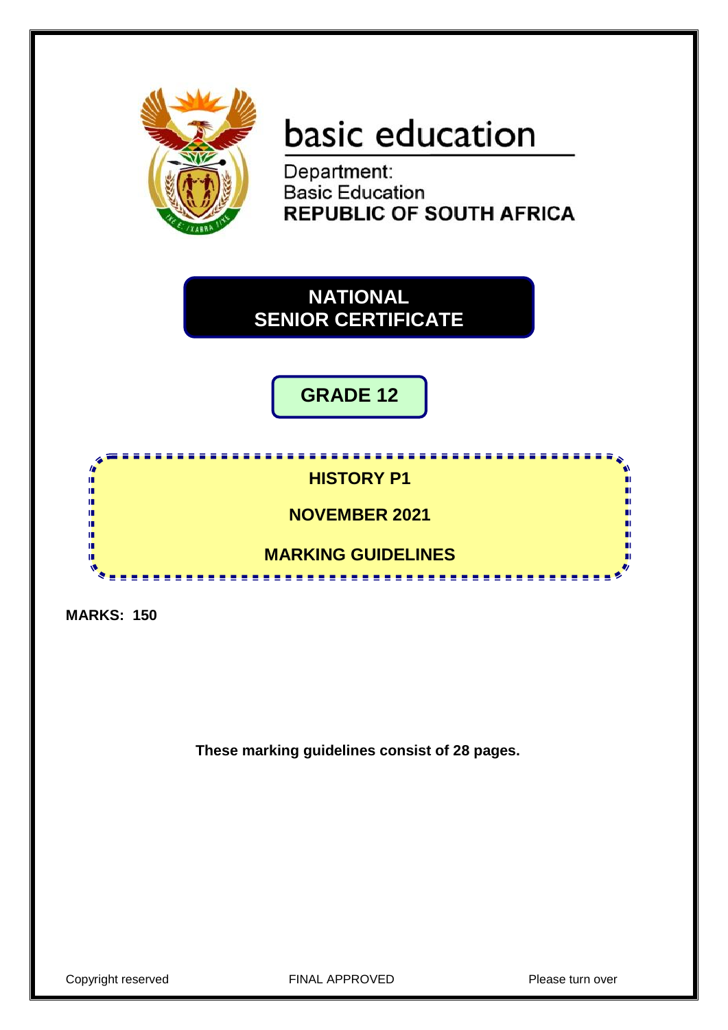basic education

Department:
Basic Education
**REPUBLIC OF SOUTH AFRICA**

# NATIONAL SENIOR CERTIFICATE

## GRADE 12

## HISTORY P1

## NOVEMBER 2021

## MARKING GUIDELINES

**MARKS: 150**

**These marking guidelines consist of 28 pages.**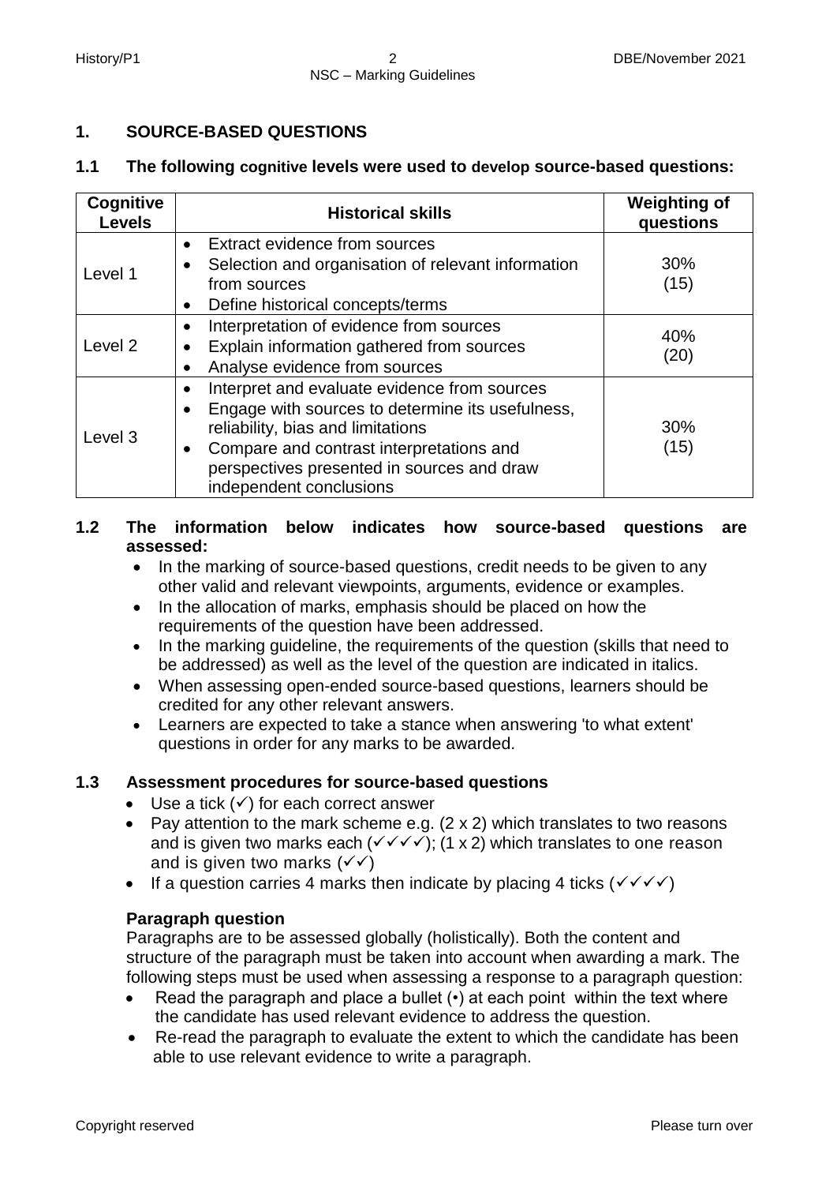## 1. SOURCE-BASED QUESTIONS

### 1.1 The following cognitive levels were used to develop source-based questions:

| Cognitive Levels | Historical skills | Weighting of questions |
|---|---|---|
| Level 1 | • Extract evidence from sources<br>• Selection and organisation of relevant information from sources<br>• Define historical concepts/terms | 30% (15) |
| Level 2 | • Interpretation of evidence from sources<br>• Explain information gathered from sources<br>• Analyse evidence from sources | 40% (20) |
| Level 3 | • Interpret and evaluate evidence from sources<br>• Engage with sources to determine its usefulness, reliability, bias and limitations<br>• Compare and contrast interpretations and perspectives presented in sources and draw independent conclusions | 30% (15) |

### 1.2 The information below indicates how source-based questions are assessed:

- In the marking of source-based questions, credit needs to be given to any other valid and relevant viewpoints, arguments, evidence or examples.
- In the allocation of marks, emphasis should be placed on how the requirements of the question have been addressed.
- In the marking guideline, the requirements of the question (skills that need to be addressed) as well as the level of the question are indicated in italics.
- When assessing open-ended source-based questions, learners should be credited for any other relevant answers.
- Learners are expected to take a stance when answering 'to what extent' questions in order for any marks to be awarded.

### 1.3 Assessment procedures for source-based questions

- Use a tick (✓) for each correct answer
- Pay attention to the mark scheme e.g. (2 x 2) which translates to two reasons and is given two marks each (✓✓✓✓); (1 x 2) which translates to one reason and is given two marks (✓✓)
- If a question carries 4 marks then indicate by placing 4 ticks (✓✓✓✓)

**Paragraph question**

Paragraphs are to be assessed globally (holistically). Both the content and structure of the paragraph must be taken into account when awarding a mark. The following steps must be used when assessing a response to a paragraph question:

- Read the paragraph and place a bullet (•) at each point within the text where the candidate has used relevant evidence to address the question.
- Re-read the paragraph to evaluate the extent to which the candidate has been able to use relevant evidence to write a paragraph.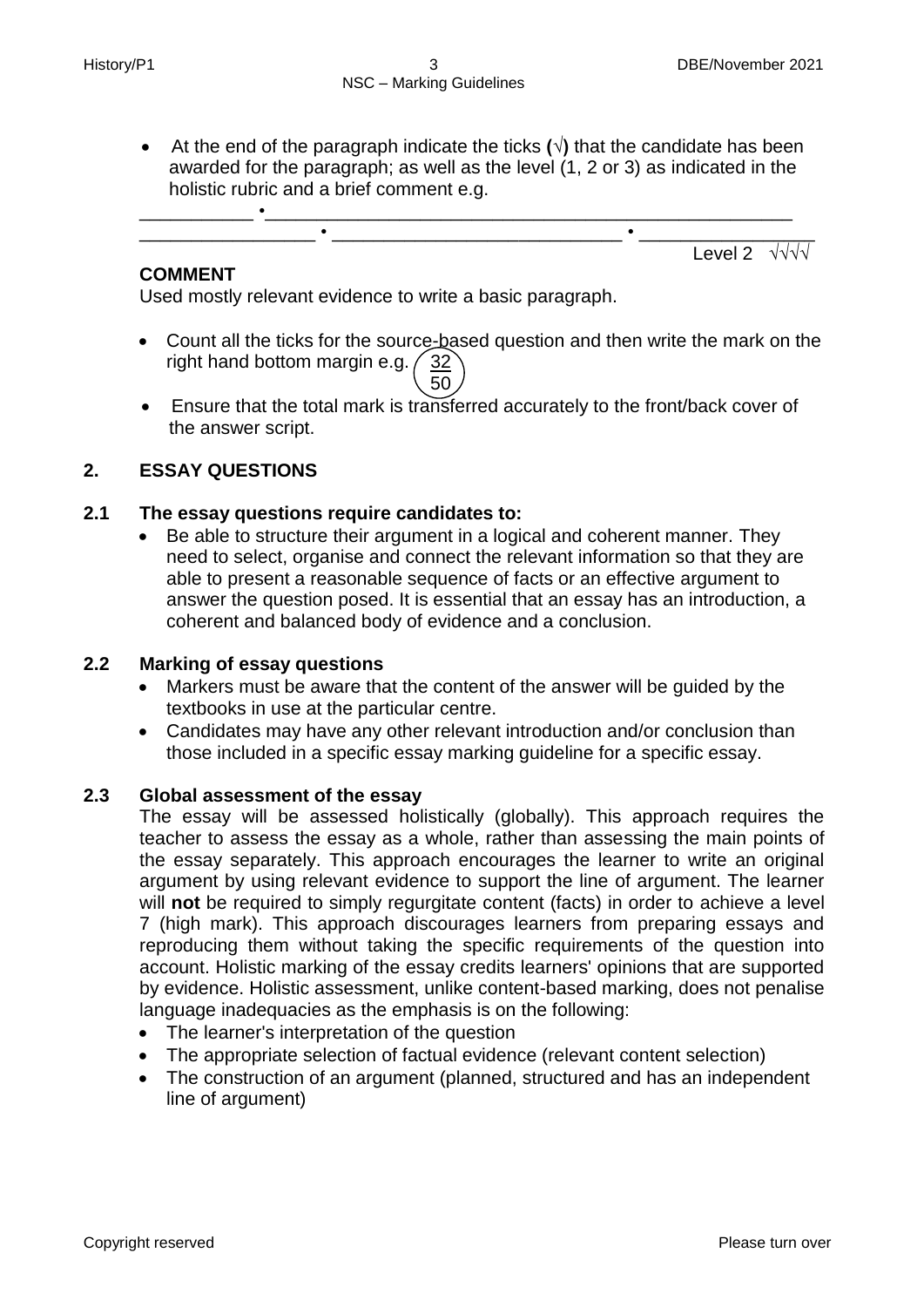- At the end of the paragraph indicate the ticks (√) that the candidate has been awarded for the paragraph; as well as the level (1, 2 or 3) as indicated in the holistic rubric and a brief comment e.g.

\_\_\_\_\_\_\_\_\_\_\_ •\_\_\_\_\_\_\_\_\_\_\_\_\_\_\_\_\_\_\_\_\_\_\_\_\_\_\_\_\_\_\_\_\_\_\_\_\_\_\_\_\_\_\_\_\_\_\_\_\_\_\_\_\_\_
\_\_\_\_\_\_\_\_\_\_\_\_\_\_\_\_ • \_\_\_\_\_\_\_\_\_\_\_\_\_\_\_\_\_\_\_\_\_\_\_\_\_\_\_\_ • \_\_\_\_\_\_\_\_\_\_\_\_\_\_\_\_

Level 2 √√√√

**COMMENT**
Used mostly relevant evidence to write a basic paragraph.

- Count all the ticks for the source-based question and then write the mark on the right hand bottom margin e.g. 32/50
- Ensure that the total mark is transferred accurately to the front/back cover of the answer script.

## 2. ESSAY QUESTIONS

### 2.1 The essay questions require candidates to:

- Be able to structure their argument in a logical and coherent manner. They need to select, organise and connect the relevant information so that they are able to present a reasonable sequence of facts or an effective argument to answer the question posed. It is essential that an essay has an introduction, a coherent and balanced body of evidence and a conclusion.

### 2.2 Marking of essay questions

- Markers must be aware that the content of the answer will be guided by the textbooks in use at the particular centre.
- Candidates may have any other relevant introduction and/or conclusion than those included in a specific essay marking guideline for a specific essay.

### 2.3 Global assessment of the essay

The essay will be assessed holistically (globally). This approach requires the teacher to assess the essay as a whole, rather than assessing the main points of the essay separately. This approach encourages the learner to write an original argument by using relevant evidence to support the line of argument. The learner will **not** be required to simply regurgitate content (facts) in order to achieve a level 7 (high mark). This approach discourages learners from preparing essays and reproducing them without taking the specific requirements of the question into account. Holistic marking of the essay credits learners' opinions that are supported by evidence. Holistic assessment, unlike content-based marking, does not penalise language inadequacies as the emphasis is on the following:

- The learner's interpretation of the question
- The appropriate selection of factual evidence (relevant content selection)
- The construction of an argument (planned, structured and has an independent line of argument)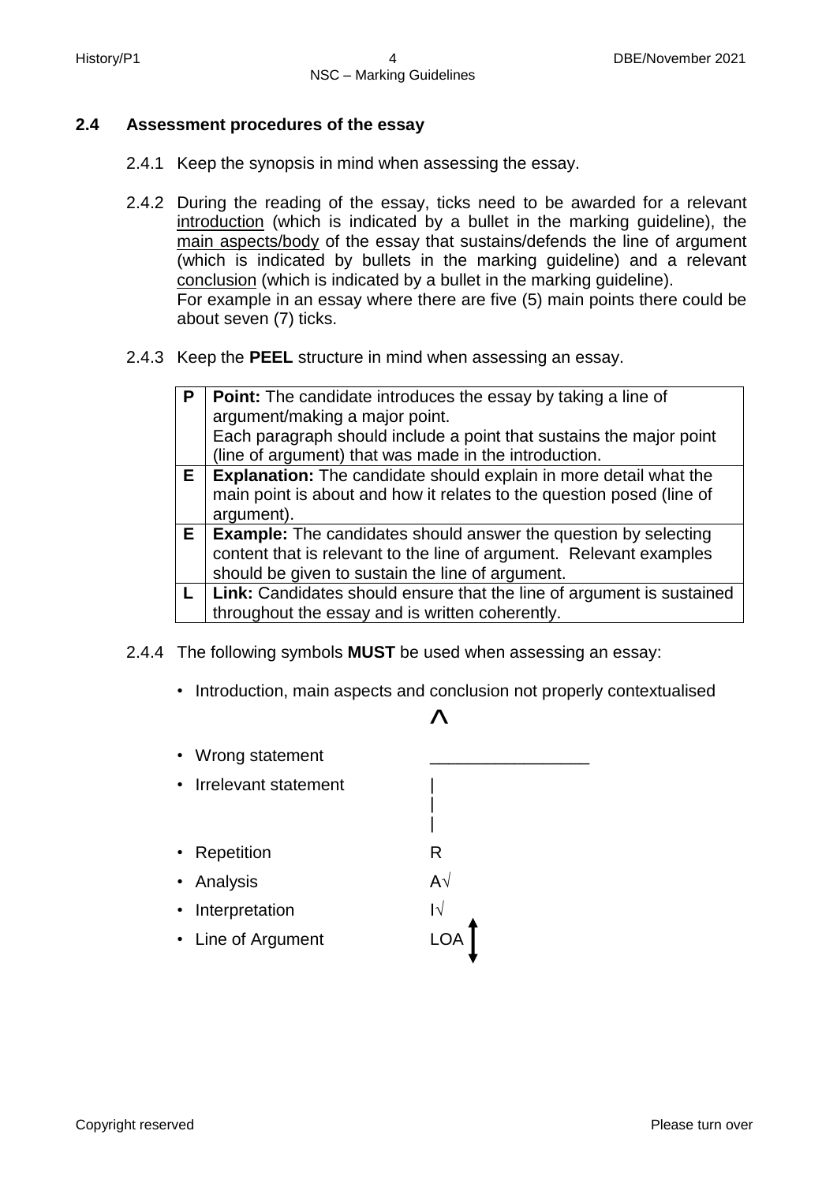## 2.4 Assessment procedures of the essay

2.4.1 Keep the synopsis in mind when assessing the essay.

2.4.2 During the reading of the essay, ticks need to be awarded for a relevant introduction (which is indicated by a bullet in the marking guideline), the main aspects/body of the essay that sustains/defends the line of argument (which is indicated by bullets in the marking guideline) and a relevant conclusion (which is indicated by a bullet in the marking guideline). For example in an essay where there are five (5) main points there could be about seven (7) ticks.

2.4.3 Keep the **PEEL** structure in mind when assessing an essay.

| | |
|---|---|
| **P** | **Point:** The candidate introduces the essay by taking a line of argument/making a major point. Each paragraph should include a point that sustains the major point (line of argument) that was made in the introduction. |
| **E** | **Explanation:** The candidate should explain in more detail what the main point is about and how it relates to the question posed (line of argument). |
| **E** | **Example:** The candidates should answer the question by selecting content that is relevant to the line of argument. Relevant examples should be given to sustain the line of argument. |
| **L** | **Link:** Candidates should ensure that the line of argument is sustained throughout the essay and is written coherently. |

2.4.4 The following symbols **MUST** be used when assessing an essay:

- Introduction, main aspects and conclusion not properly contextualised ^
- Wrong statement _________________
- Irrelevant statement |
- Repetition R
- Analysis A√
- Interpretation I√
- Line of Argument LOA ↕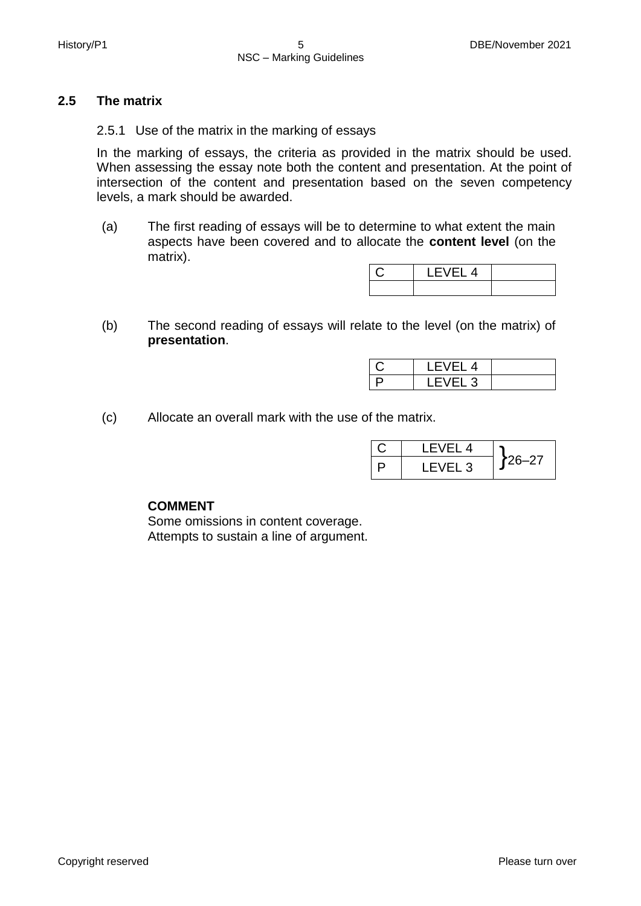### 2.5 The matrix

2.5.1 Use of the matrix in the marking of essays

In the marking of essays, the criteria as provided in the matrix should be used. When assessing the essay note both the content and presentation. At the point of intersection of the content and presentation based on the seven competency levels, a mark should be awarded.

(a) The first reading of essays will be to determine to what extent the main aspects have been covered and to allocate the **content level** (on the matrix).

| C | LEVEL 4 | |
|---|---|---|
| | | |

(b) The second reading of essays will relate to the level (on the matrix) of **presentation**.

| C | LEVEL 4 | |
|---|---|---|
| P | LEVEL 3 | |

(c) Allocate an overall mark with the use of the matrix.

| C | LEVEL 4 | }26–27 |
|---|---|---|
| P | LEVEL 3 | |

**COMMENT**
Some omissions in content coverage.
Attempts to sustain a line of argument.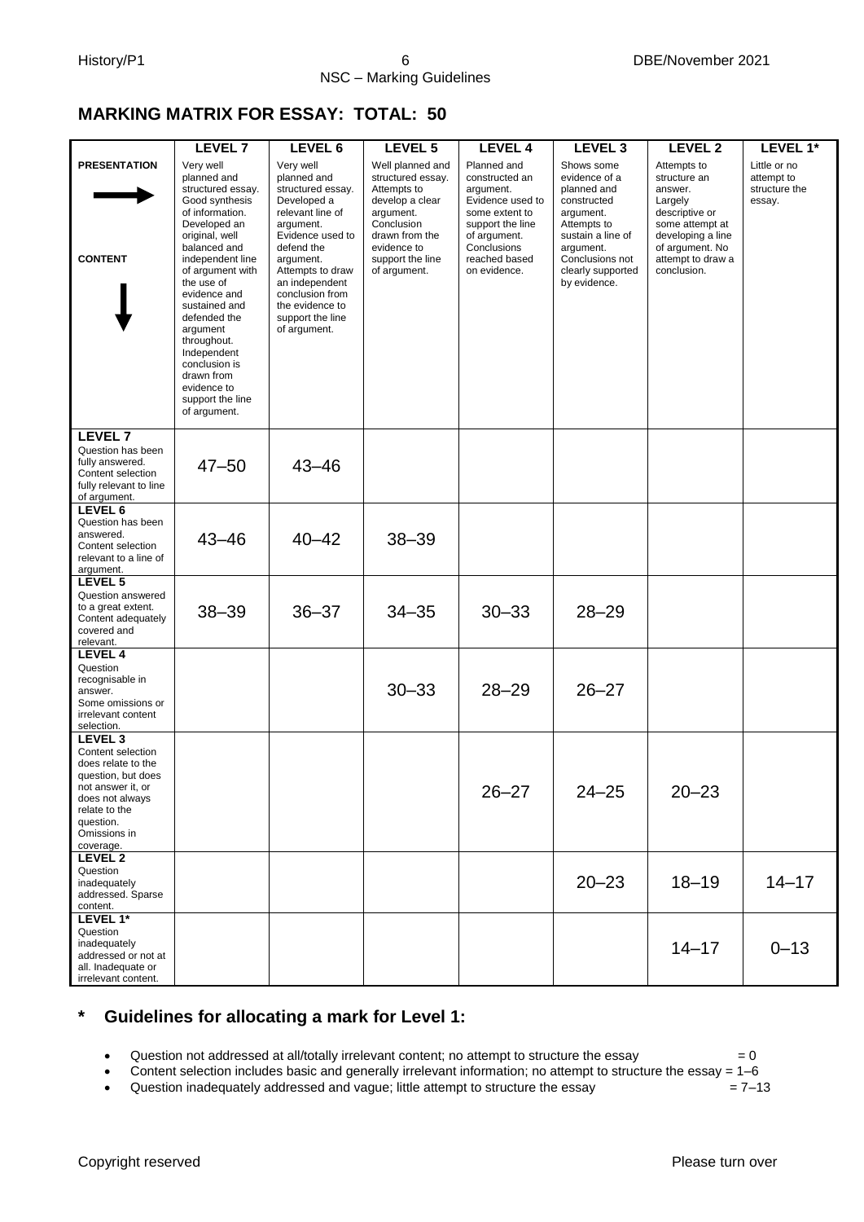## MARKING MATRIX FOR ESSAY: TOTAL: 50

| | LEVEL 7 | LEVEL 6 | LEVEL 5 | LEVEL 4 | LEVEL 3 | LEVEL 2 | LEVEL 1* |
|---|---|---|---|---|---|---|---|
| **PRESENTATION** → <br><br> **CONTENT** ↓ | Very well planned and structured essay. Good synthesis of information. Developed an original, well balanced and independent line of argument with the use of evidence and sustained and defended the argument throughout. Independent conclusion is drawn from evidence to support the line of argument. | Very well planned and structured essay. Developed a relevant line of argument. Evidence used to defend the argument. Attempts to draw an independent conclusion from the evidence to support the line of argument. | Well planned and structured essay. Attempts to develop a clear argument. Conclusion drawn from the evidence to support the line of argument. | Planned and constructed an argument. Evidence used to some extent to support the line of argument. Conclusions reached based on evidence. | Shows some evidence of a planned and constructed argument. Attempts to sustain a line of argument. Conclusions not clearly supported by evidence. | Attempts to structure an answer. Largely descriptive or some attempt at developing a line of argument. No attempt to draw a conclusion. | Little or no attempt to structure the essay. |
| **LEVEL 7** Question has been fully answered. Content selection fully relevant to line of argument. | 47–50 | 43–46 | | | | | |
| **LEVEL 6** Question has been answered. Content selection relevant to a line of argument. | 43–46 | 40–42 | 38–39 | | | | |
| **LEVEL 5** Question answered to a great extent. Content adequately covered and relevant. | 38–39 | 36–37 | 34–35 | 30–33 | 28–29 | | |
| **LEVEL 4** Question recognisable in answer. Some omissions or irrelevant content selection. | | | 30–33 | 28–29 | 26–27 | | |
| **LEVEL 3** Content selection does relate to the question, but does not answer it, or does not always relate to the question. Omissions in coverage. | | | | 26–27 | 24–25 | 20–23 | |
| **LEVEL 2** Question inadequately addressed. Sparse content. | | | | | 20–23 | 18–19 | 14–17 |
| **LEVEL 1*** Question inadequately addressed or not at all. Inadequate or irrelevant content. | | | | | | 14–17 | 0–13 |

### * Guidelines for allocating a mark for Level 1:

- Question not addressed at all/totally irrelevant content; no attempt to structure the essay = 0
- Content selection includes basic and generally irrelevant information; no attempt to structure the essay = 1–6
- Question inadequately addressed and vague; little attempt to structure the essay = 7–13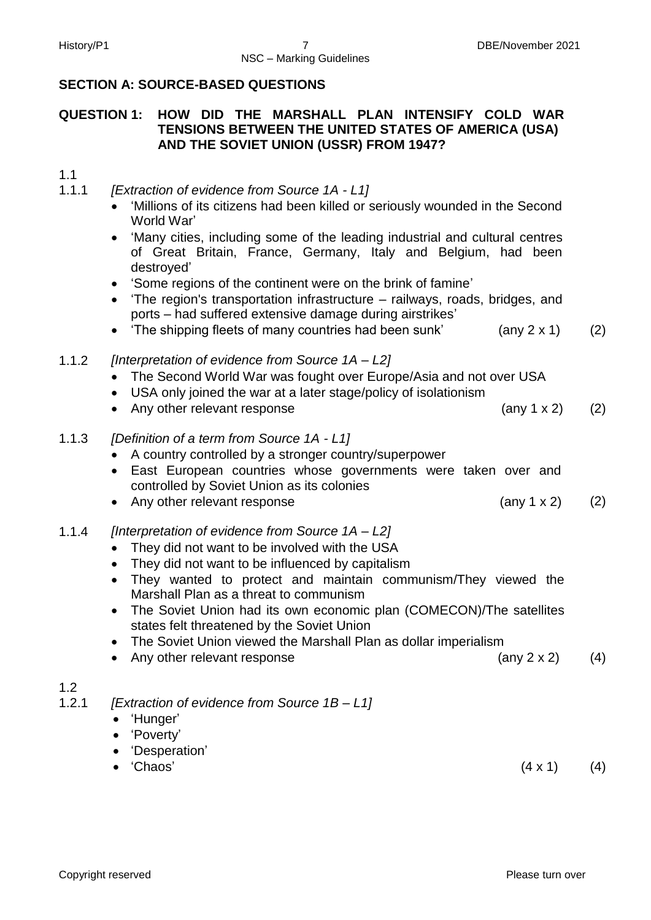## SECTION A: SOURCE-BASED QUESTIONS

### QUESTION 1: HOW DID THE MARSHALL PLAN INTENSIFY COLD WAR TENSIONS BETWEEN THE UNITED STATES OF AMERICA (USA) AND THE SOVIET UNION (USSR) FROM 1947?

1.1

1.1.1 *[Extraction of evidence from Source 1A - L1]*

- 'Millions of its citizens had been killed or seriously wounded in the Second World War'
- 'Many cities, including some of the leading industrial and cultural centres of Great Britain, France, Germany, Italy and Belgium, had been destroyed'
- 'Some regions of the continent were on the brink of famine'
- 'The region's transportation infrastructure – railways, roads, bridges, and ports – had suffered extensive damage during airstrikes'
- 'The shipping fleets of many countries had been sunk' (any 2 x 1) (2)

1.1.2 *[Interpretation of evidence from Source 1A – L2]*

- The Second World War was fought over Europe/Asia and not over USA
- USA only joined the war at a later stage/policy of isolationism
- Any other relevant response (any 1 x 2) (2)

1.1.3 *[Definition of a term from Source 1A - L1]*

- A country controlled by a stronger country/superpower
- East European countries whose governments were taken over and controlled by Soviet Union as its colonies
- Any other relevant response (any 1 x 2) (2)

1.1.4 *[Interpretation of evidence from Source 1A – L2]*

- They did not want to be involved with the USA
- They did not want to be influenced by capitalism
- They wanted to protect and maintain communism/They viewed the Marshall Plan as a threat to communism
- The Soviet Union had its own economic plan (COMECON)/The satellites states felt threatened by the Soviet Union
- The Soviet Union viewed the Marshall Plan as dollar imperialism
- Any other relevant response (any 2 x 2) (4)

1.2

1.2.1 *[Extraction of evidence from Source 1B – L1]*

- 'Hunger'
- 'Poverty'
- 'Desperation'
- 'Chaos' (4 x 1) (4)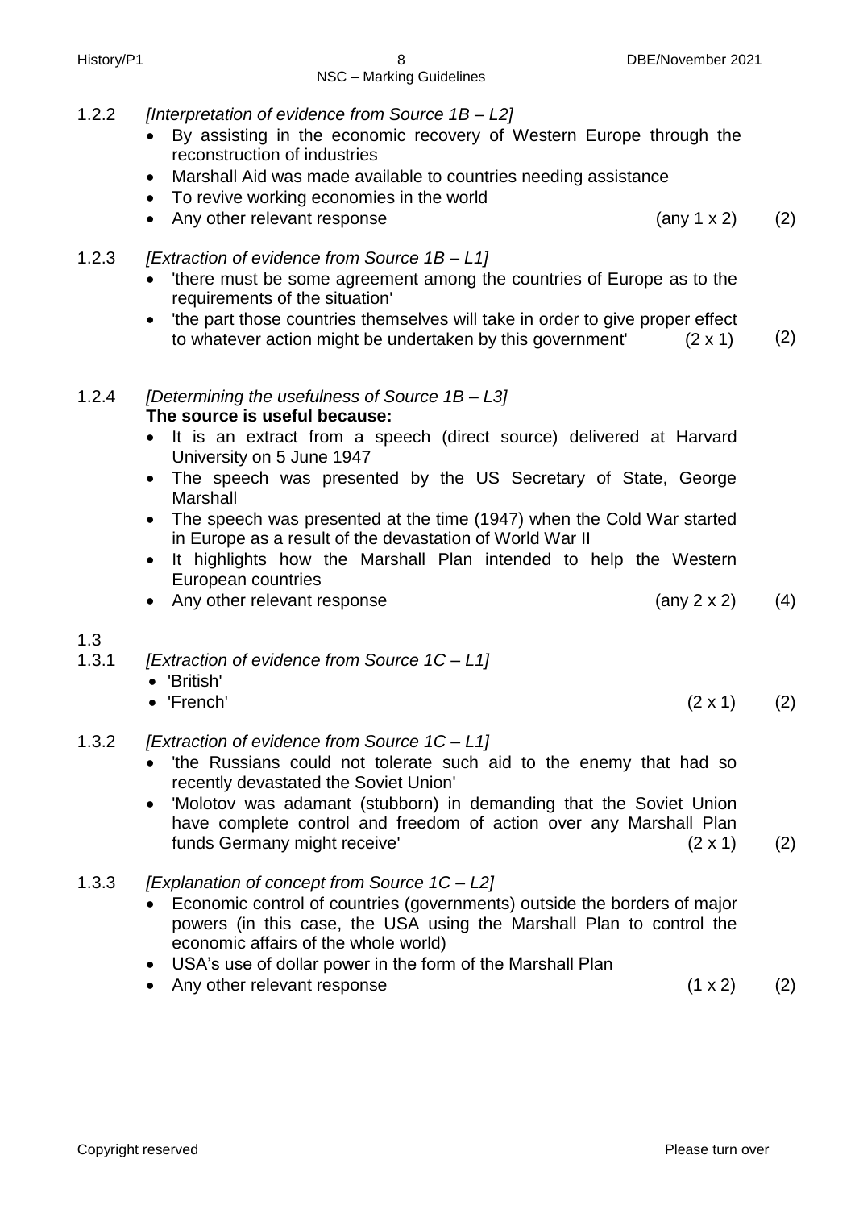1.2.2 *[Interpretation of evidence from Source 1B – L2]*

- By assisting in the economic recovery of Western Europe through the reconstruction of industries
- Marshall Aid was made available to countries needing assistance
- To revive working economies in the world
- Any other relevant response (any 1 x 2) (2)

1.2.3 *[Extraction of evidence from Source 1B – L1]*

- 'there must be some agreement among the countries of Europe as to the requirements of the situation'
- 'the part those countries themselves will take in order to give proper effect to whatever action might be undertaken by this government' (2 x 1) (2)

1.2.4 *[Determining the usefulness of Source 1B – L3]*

**The source is useful because:**

- It is an extract from a speech (direct source) delivered at Harvard University on 5 June 1947
- The speech was presented by the US Secretary of State, George Marshall
- The speech was presented at the time (1947) when the Cold War started in Europe as a result of the devastation of World War II
- It highlights how the Marshall Plan intended to help the Western European countries
- Any other relevant response (any 2 x 2) (4)

1.3

1.3.1 *[Extraction of evidence from Source 1C – L1]*

- 'British'
- 'French' (2 x 1) (2)

1.3.2 *[Extraction of evidence from Source 1C – L1]*

- 'the Russians could not tolerate such aid to the enemy that had so recently devastated the Soviet Union'
- 'Molotov was adamant (stubborn) in demanding that the Soviet Union have complete control and freedom of action over any Marshall Plan funds Germany might receive' (2 x 1) (2)

1.3.3 *[Explanation of concept from Source 1C – L2]*

- Economic control of countries (governments) outside the borders of major powers (in this case, the USA using the Marshall Plan to control the economic affairs of the whole world)
- USA's use of dollar power in the form of the Marshall Plan
- Any other relevant response (1 x 2) (2)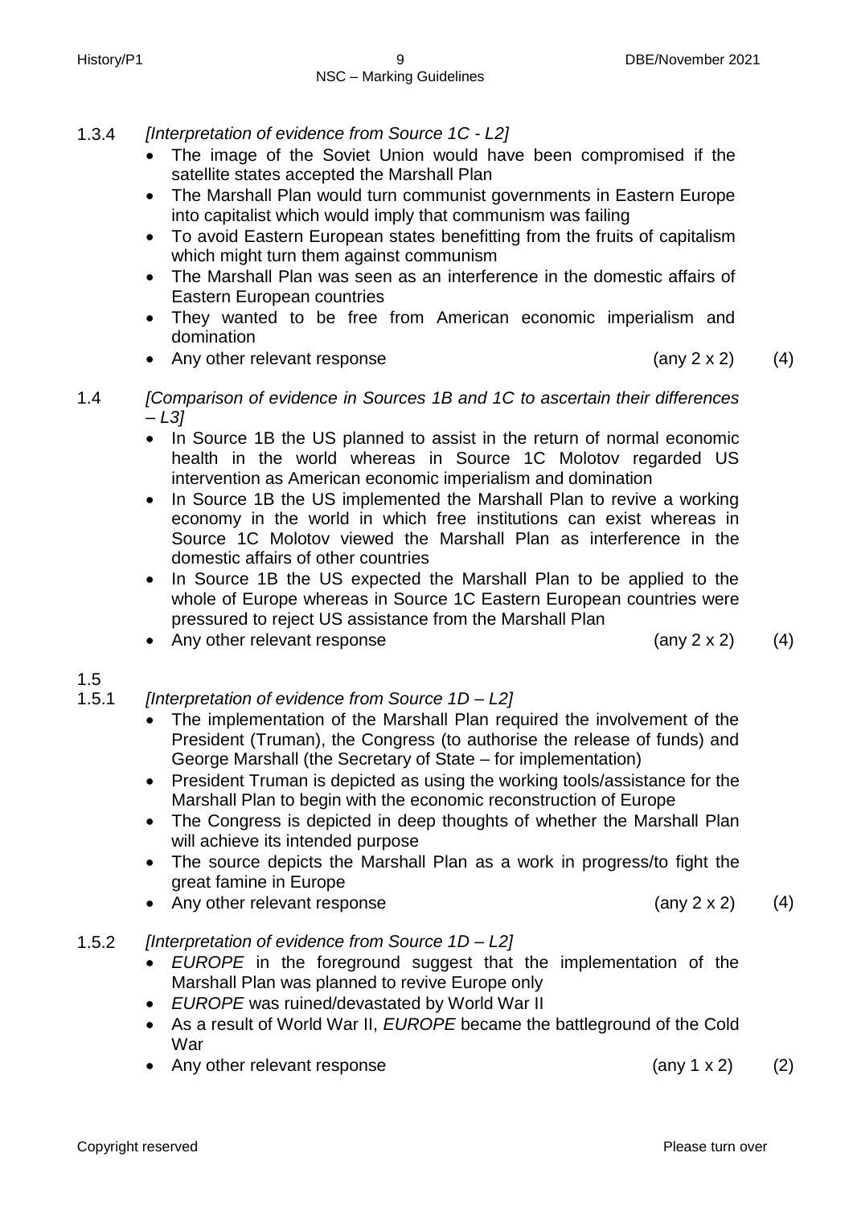1.3.4 *[Interpretation of evidence from Source 1C - L2]*

- The image of the Soviet Union would have been compromised if the satellite states accepted the Marshall Plan
- The Marshall Plan would turn communist governments in Eastern Europe into capitalist which would imply that communism was failing
- To avoid Eastern European states benefitting from the fruits of capitalism which might turn them against communism
- The Marshall Plan was seen as an interference in the domestic affairs of Eastern European countries
- They wanted to be free from American economic imperialism and domination
- Any other relevant response (any 2 x 2) (4)

1.4 *[Comparison of evidence in Sources 1B and 1C to ascertain their differences – L3]*

- In Source 1B the US planned to assist in the return of normal economic health in the world whereas in Source 1C Molotov regarded US intervention as American economic imperialism and domination
- In Source 1B the US implemented the Marshall Plan to revive a working economy in the world in which free institutions can exist whereas in Source 1C Molotov viewed the Marshall Plan as interference in the domestic affairs of other countries
- In Source 1B the US expected the Marshall Plan to be applied to the whole of Europe whereas in Source 1C Eastern European countries were pressured to reject US assistance from the Marshall Plan
- Any other relevant response (any 2 x 2) (4)

1.5

1.5.1 *[Interpretation of evidence from Source 1D – L2]*

- The implementation of the Marshall Plan required the involvement of the President (Truman), the Congress (to authorise the release of funds) and George Marshall (the Secretary of State – for implementation)
- President Truman is depicted as using the working tools/assistance for the Marshall Plan to begin with the economic reconstruction of Europe
- The Congress is depicted in deep thoughts of whether the Marshall Plan will achieve its intended purpose
- The source depicts the Marshall Plan as a work in progress/to fight the great famine in Europe
- Any other relevant response (any 2 x 2) (4)

1.5.2 *[Interpretation of evidence from Source 1D – L2]*

- *EUROPE* in the foreground suggest that the implementation of the Marshall Plan was planned to revive Europe only
- *EUROPE* was ruined/devastated by World War II
- As a result of World War II, *EUROPE* became the battleground of the Cold War
- Any other relevant response (any 1 x 2) (2)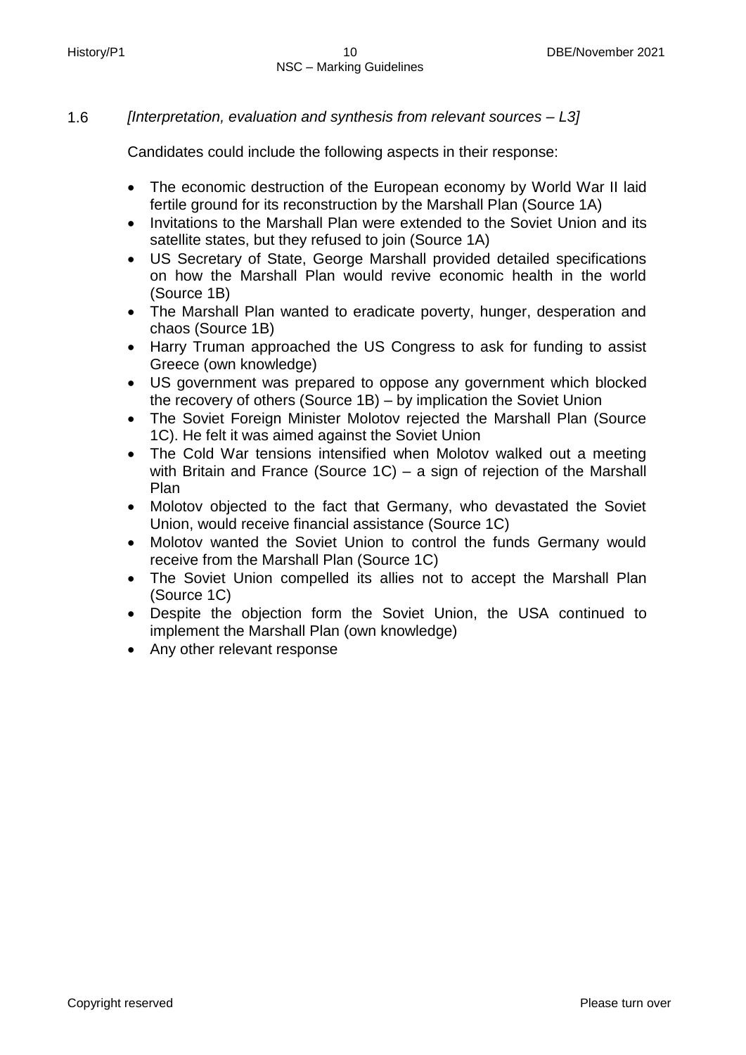1.6 *[Interpretation, evaluation and synthesis from relevant sources – L3]*

Candidates could include the following aspects in their response:

- The economic destruction of the European economy by World War II laid fertile ground for its reconstruction by the Marshall Plan (Source 1A)
- Invitations to the Marshall Plan were extended to the Soviet Union and its satellite states, but they refused to join (Source 1A)
- US Secretary of State, George Marshall provided detailed specifications on how the Marshall Plan would revive economic health in the world (Source 1B)
- The Marshall Plan wanted to eradicate poverty, hunger, desperation and chaos (Source 1B)
- Harry Truman approached the US Congress to ask for funding to assist Greece (own knowledge)
- US government was prepared to oppose any government which blocked the recovery of others (Source 1B) – by implication the Soviet Union
- The Soviet Foreign Minister Molotov rejected the Marshall Plan (Source 1C). He felt it was aimed against the Soviet Union
- The Cold War tensions intensified when Molotov walked out a meeting with Britain and France (Source 1C) – a sign of rejection of the Marshall Plan
- Molotov objected to the fact that Germany, who devastated the Soviet Union, would receive financial assistance (Source 1C)
- Molotov wanted the Soviet Union to control the funds Germany would receive from the Marshall Plan (Source 1C)
- The Soviet Union compelled its allies not to accept the Marshall Plan (Source 1C)
- Despite the objection form the Soviet Union, the USA continued to implement the Marshall Plan (own knowledge)
- Any other relevant response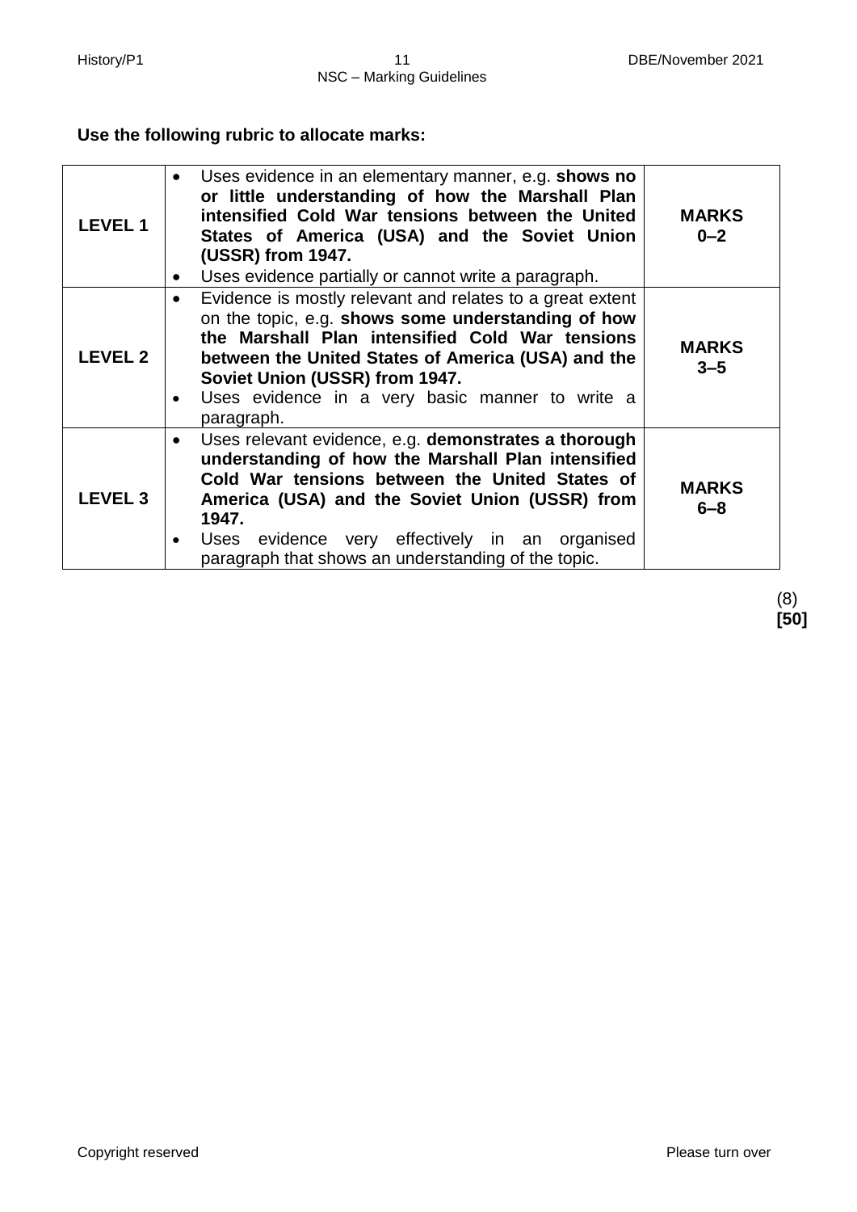**Use the following rubric to allocate marks:**

| | | |
|---|---|---|
| **LEVEL 1** | • Uses evidence in an elementary manner, e.g. **shows no or little understanding of how the Marshall Plan intensified Cold War tensions between the United States of America (USA) and the Soviet Union (USSR) from 1947.**<br>• Uses evidence partially or cannot write a paragraph. | **MARKS 0–2** |
| **LEVEL 2** | • Evidence is mostly relevant and relates to a great extent on the topic, e.g. **shows some understanding of how the Marshall Plan intensified Cold War tensions between the United States of America (USA) and the Soviet Union (USSR) from 1947.**<br>• Uses evidence in a very basic manner to write a paragraph. | **MARKS 3–5** |
| **LEVEL 3** | • Uses relevant evidence, e.g. **demonstrates a thorough understanding of how the Marshall Plan intensified Cold War tensions between the United States of America (USA) and the Soviet Union (USSR) from 1947.**<br>• Uses evidence very effectively in an organised paragraph that shows an understanding of the topic. | **MARKS 6–8** |

(8)
**[50]**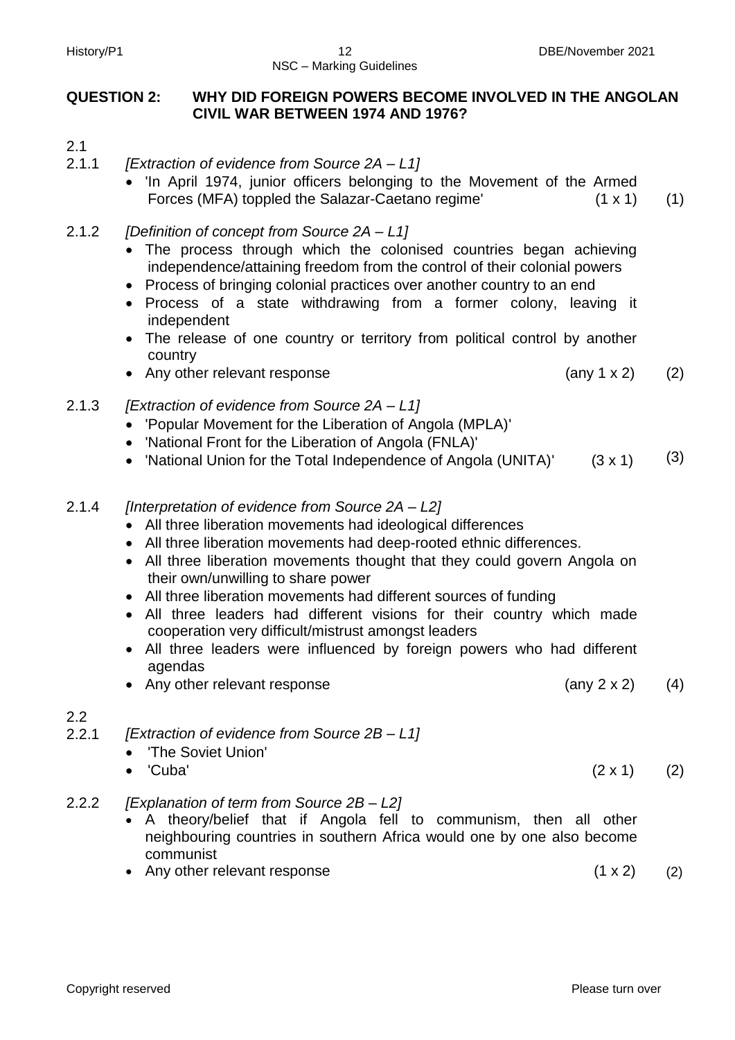## QUESTION 2: WHY DID FOREIGN POWERS BECOME INVOLVED IN THE ANGOLAN CIVIL WAR BETWEEN 1974 AND 1976?

2.1

2.1.1 *[Extraction of evidence from Source 2A – L1]*

- 'In April 1974, junior officers belonging to the Movement of the Armed Forces (MFA) toppled the Salazar-Caetano regime' (1 x 1) (1)

2.1.2 *[Definition of concept from Source 2A – L1]*

- The process through which the colonised countries began achieving independence/attaining freedom from the control of their colonial powers
- Process of bringing colonial practices over another country to an end
- Process of a state withdrawing from a former colony, leaving it independent
- The release of one country or territory from political control by another country
- Any other relevant response (any 1 x 2) (2)

2.1.3 *[Extraction of evidence from Source 2A – L1]*

- 'Popular Movement for the Liberation of Angola (MPLA)'
- 'National Front for the Liberation of Angola (FNLA)'
- 'National Union for the Total Independence of Angola (UNITA)' (3 x 1) (3)

2.1.4 *[Interpretation of evidence from Source 2A – L2]*

- All three liberation movements had ideological differences
- All three liberation movements had deep-rooted ethnic differences.
- All three liberation movements thought that they could govern Angola on their own/unwilling to share power
- All three liberation movements had different sources of funding
- All three leaders had different visions for their country which made cooperation very difficult/mistrust amongst leaders
- All three leaders were influenced by foreign powers who had different agendas
- Any other relevant response (any 2 x 2) (4)

2.2

2.2.1 *[Extraction of evidence from Source 2B – L1]*

- 'The Soviet Union'
- 'Cuba' (2 x 1) (2)

2.2.2 *[Explanation of term from Source 2B – L2]*

- A theory/belief that if Angola fell to communism, then all other neighbouring countries in southern Africa would one by one also become communist
- Any other relevant response (1 x 2) (2)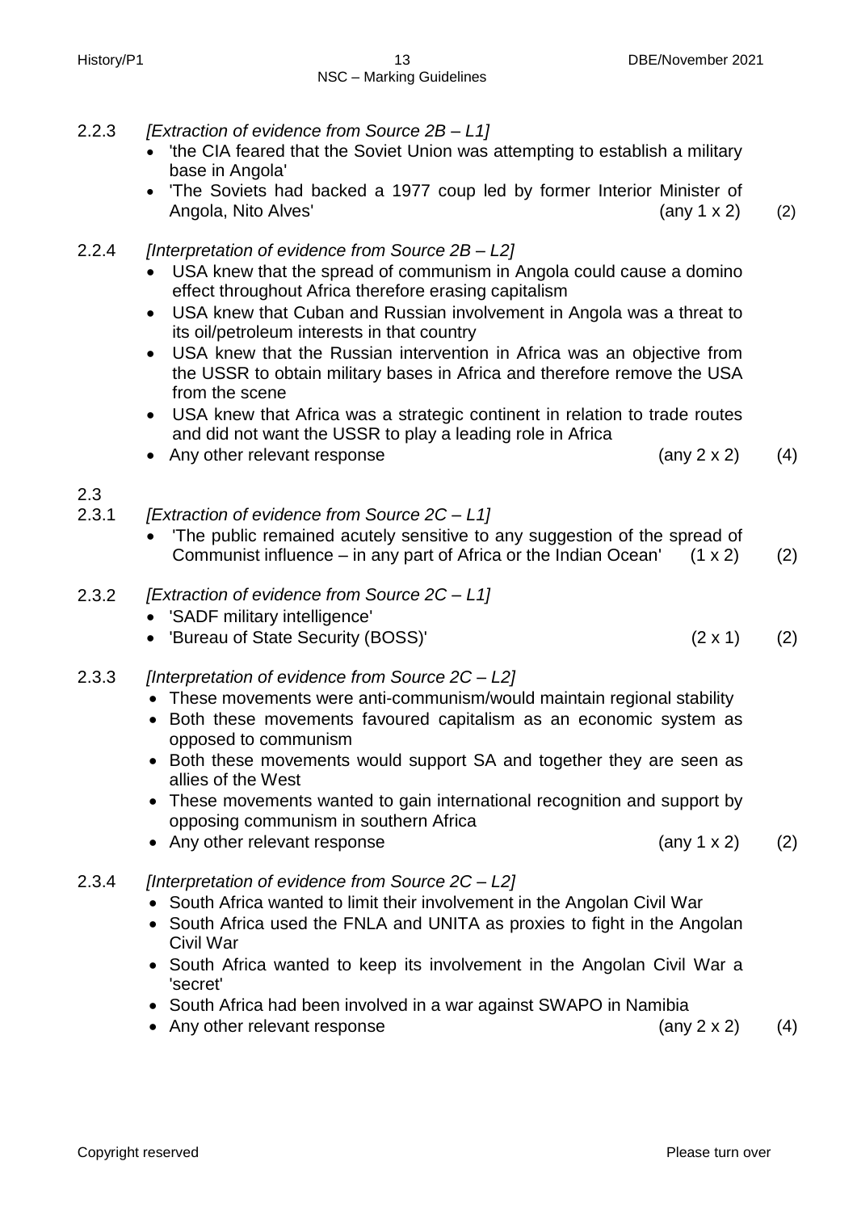2.2.3 *[Extraction of evidence from Source 2B – L1]*

- 'the CIA feared that the Soviet Union was attempting to establish a military base in Angola'
- 'The Soviets had backed a 1977 coup led by former Interior Minister of Angola, Nito Alves' (any 1 x 2) (2)

2.2.4 *[Interpretation of evidence from Source 2B – L2]*

- USA knew that the spread of communism in Angola could cause a domino effect throughout Africa therefore erasing capitalism
- USA knew that Cuban and Russian involvement in Angola was a threat to its oil/petroleum interests in that country
- USA knew that the Russian intervention in Africa was an objective from the USSR to obtain military bases in Africa and therefore remove the USA from the scene
- USA knew that Africa was a strategic continent in relation to trade routes and did not want the USSR to play a leading role in Africa
- Any other relevant response (any 2 x 2) (4)

2.3

2.3.1 *[Extraction of evidence from Source 2C – L1]*

- 'The public remained acutely sensitive to any suggestion of the spread of Communist influence – in any part of Africa or the Indian Ocean' (1 x 2) (2)

2.3.2 *[Extraction of evidence from Source 2C – L1]*

- 'SADF military intelligence'
- 'Bureau of State Security (BOSS)' (2 x 1) (2)

2.3.3 *[Interpretation of evidence from Source 2C – L2]*

- These movements were anti-communism/would maintain regional stability
- Both these movements favoured capitalism as an economic system as opposed to communism
- Both these movements would support SA and together they are seen as allies of the West
- These movements wanted to gain international recognition and support by opposing communism in southern Africa
- Any other relevant response (any 1 x 2) (2)

2.3.4 *[Interpretation of evidence from Source 2C – L2]*

- South Africa wanted to limit their involvement in the Angolan Civil War
- South Africa used the FNLA and UNITA as proxies to fight in the Angolan Civil War
- South Africa wanted to keep its involvement in the Angolan Civil War a 'secret'
- South Africa had been involved in a war against SWAPO in Namibia
- Any other relevant response (any 2 x 2) (4)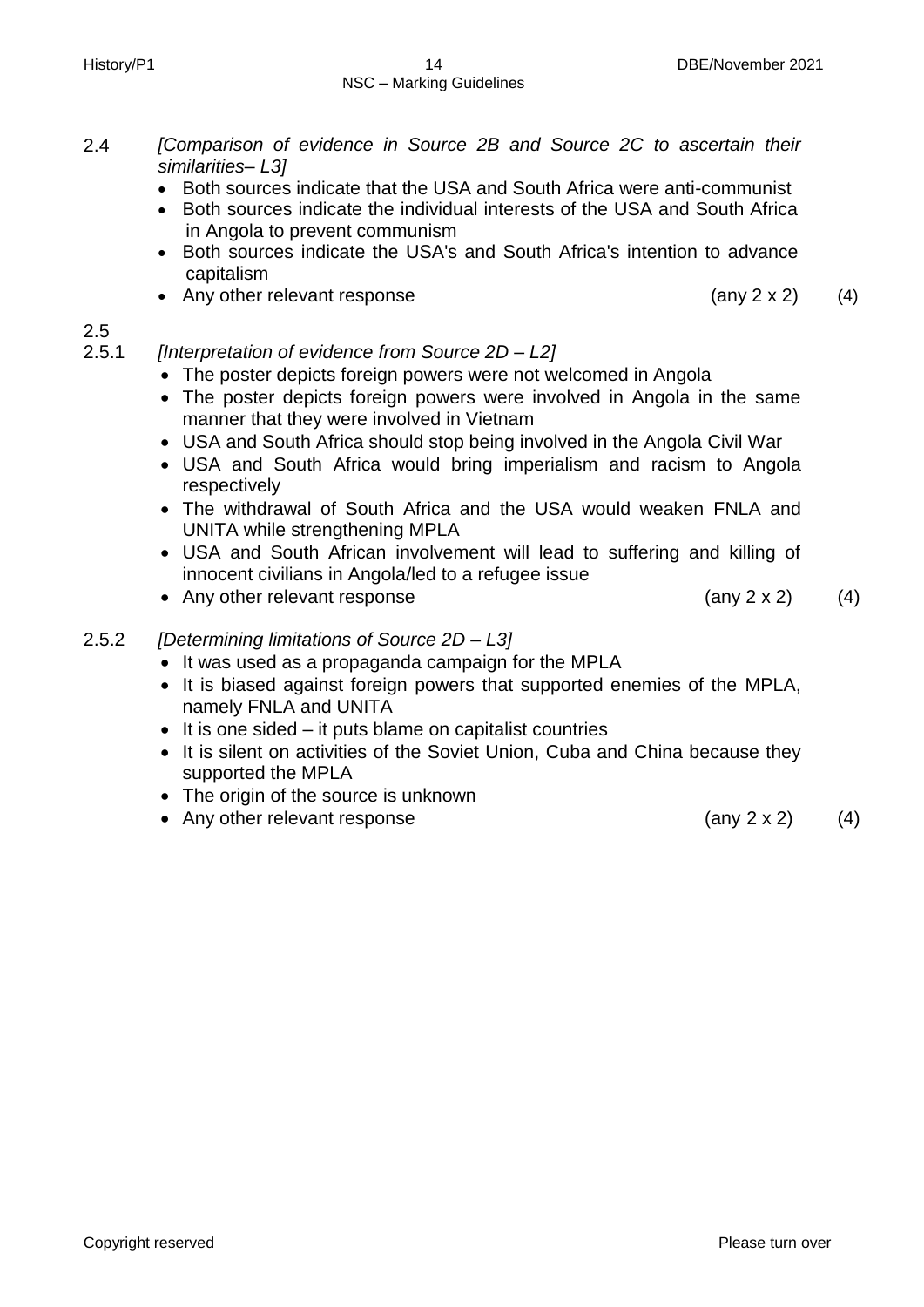2.4 *[Comparison of evidence in Source 2B and Source 2C to ascertain their similarities– L3]*

- Both sources indicate that the USA and South Africa were anti-communist
- Both sources indicate the individual interests of the USA and South Africa in Angola to prevent communism
- Both sources indicate the USA's and South Africa's intention to advance capitalism
- Any other relevant response (any 2 x 2) (4)

2.5

2.5.1 *[Interpretation of evidence from Source 2D – L2]*

- The poster depicts foreign powers were not welcomed in Angola
- The poster depicts foreign powers were involved in Angola in the same manner that they were involved in Vietnam
- USA and South Africa should stop being involved in the Angola Civil War
- USA and South Africa would bring imperialism and racism to Angola respectively
- The withdrawal of South Africa and the USA would weaken FNLA and UNITA while strengthening MPLA
- USA and South African involvement will lead to suffering and killing of innocent civilians in Angola/led to a refugee issue
- Any other relevant response (any 2 x 2) (4)

2.5.2 *[Determining limitations of Source 2D – L3]*

- It was used as a propaganda campaign for the MPLA
- It is biased against foreign powers that supported enemies of the MPLA, namely FNLA and UNITA
- It is one sided – it puts blame on capitalist countries
- It is silent on activities of the Soviet Union, Cuba and China because they supported the MPLA
- The origin of the source is unknown
- Any other relevant response (any 2 x 2) (4)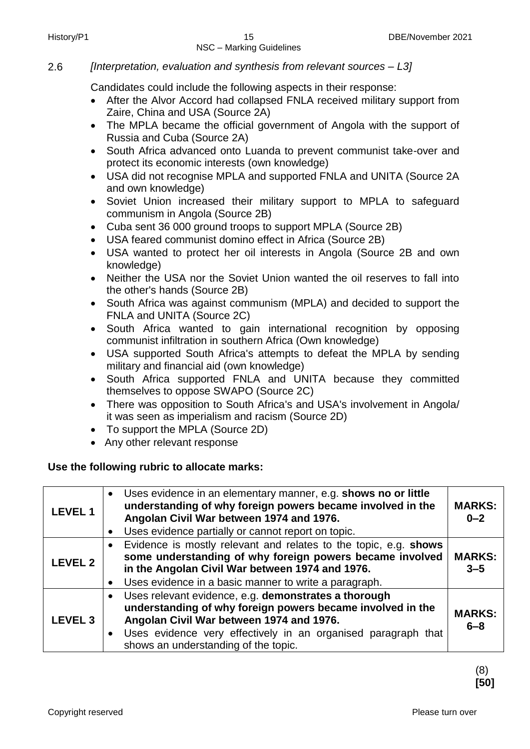2.6 *[Interpretation, evaluation and synthesis from relevant sources – L3]*

Candidates could include the following aspects in their response:

- After the Alvor Accord had collapsed FNLA received military support from Zaire, China and USA (Source 2A)
- The MPLA became the official government of Angola with the support of Russia and Cuba (Source 2A)
- South Africa advanced onto Luanda to prevent communist take-over and protect its economic interests (own knowledge)
- USA did not recognise MPLA and supported FNLA and UNITA (Source 2A and own knowledge)
- Soviet Union increased their military support to MPLA to safeguard communism in Angola (Source 2B)
- Cuba sent 36 000 ground troops to support MPLA (Source 2B)
- USA feared communist domino effect in Africa (Source 2B)
- USA wanted to protect her oil interests in Angola (Source 2B and own knowledge)
- Neither the USA nor the Soviet Union wanted the oil reserves to fall into the other's hands (Source 2B)
- South Africa was against communism (MPLA) and decided to support the FNLA and UNITA (Source 2C)
- South Africa wanted to gain international recognition by opposing communist infiltration in southern Africa (Own knowledge)
- USA supported South Africa's attempts to defeat the MPLA by sending military and financial aid (own knowledge)
- South Africa supported FNLA and UNITA because they committed themselves to oppose SWAPO (Source 2C)
- There was opposition to South Africa's and USA's involvement in Angola/ it was seen as imperialism and racism (Source 2D)
- To support the MPLA (Source 2D)
- Any other relevant response

**Use the following rubric to allocate marks:**

| | | |
|---|---|---|
| **LEVEL 1** | • Uses evidence in an elementary manner, e.g. **shows no or little understanding of why foreign powers became involved in the Angolan Civil War between 1974 and 1976.**<br>• Uses evidence partially or cannot report on topic. | **MARKS: 0–2** |
| **LEVEL 2** | • Evidence is mostly relevant and relates to the topic, e.g. **shows some understanding of why foreign powers became involved in the Angolan Civil War between 1974 and 1976.**<br>• Uses evidence in a basic manner to write a paragraph. | **MARKS: 3–5** |
| **LEVEL 3** | • Uses relevant evidence, e.g. **demonstrates a thorough understanding of why foreign powers became involved in the Angolan Civil War between 1974 and 1976.**<br>• Uses evidence very effectively in an organised paragraph that shows an understanding of the topic. | **MARKS: 6–8** |

(8)
**[50]**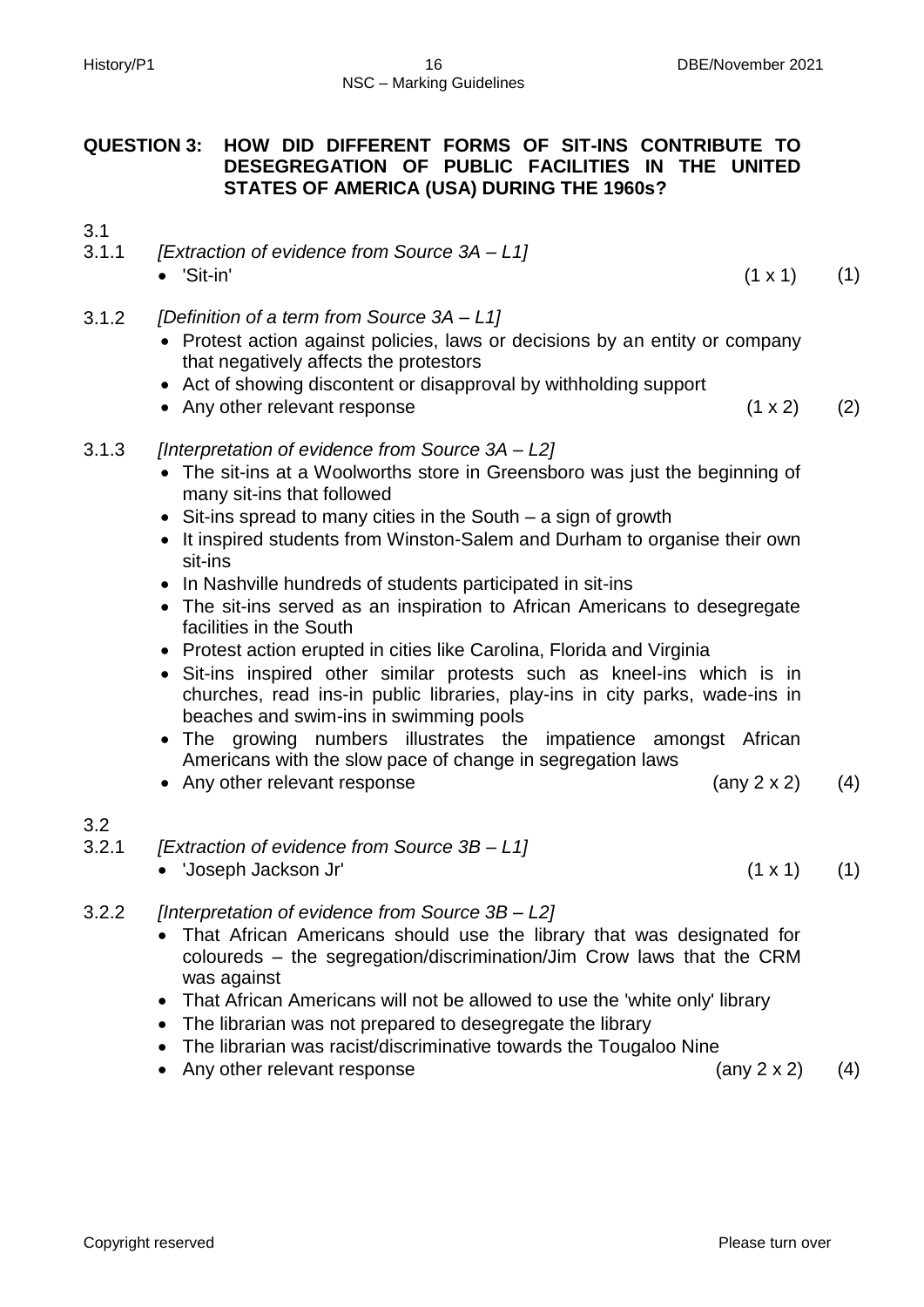**QUESTION 3: HOW DID DIFFERENT FORMS OF SIT-INS CONTRIBUTE TO DESEGREGATION OF PUBLIC FACILITIES IN THE UNITED STATES OF AMERICA (USA) DURING THE 1960s?**

3.1

3.1.1 *[Extraction of evidence from Source 3A – L1]*

- 'Sit-in' (1 x 1) (1)

3.1.2 *[Definition of a term from Source 3A – L1]*

- Protest action against policies, laws or decisions by an entity or company that negatively affects the protestors
- Act of showing discontent or disapproval by withholding support
- Any other relevant response (1 x 2) (2)

3.1.3 *[Interpretation of evidence from Source 3A – L2]*

- The sit-ins at a Woolworths store in Greensboro was just the beginning of many sit-ins that followed
- Sit-ins spread to many cities in the South – a sign of growth
- It inspired students from Winston-Salem and Durham to organise their own sit-ins
- In Nashville hundreds of students participated in sit-ins
- The sit-ins served as an inspiration to African Americans to desegregate facilities in the South
- Protest action erupted in cities like Carolina, Florida and Virginia
- Sit-ins inspired other similar protests such as kneel-ins which is in churches, read ins-in public libraries, play-ins in city parks, wade-ins in beaches and swim-ins in swimming pools
- The growing numbers illustrates the impatience amongst African Americans with the slow pace of change in segregation laws
- Any other relevant response (any 2 x 2) (4)

3.2

3.2.1 *[Extraction of evidence from Source 3B – L1]*

- 'Joseph Jackson Jr' (1 x 1) (1)

3.2.2 *[Interpretation of evidence from Source 3B – L2]*

- That African Americans should use the library that was designated for coloureds – the segregation/discrimination/Jim Crow laws that the CRM was against
- That African Americans will not be allowed to use the 'white only' library
- The librarian was not prepared to desegregate the library
- The librarian was racist/discriminative towards the Tougaloo Nine
- Any other relevant response (any 2 x 2) (4)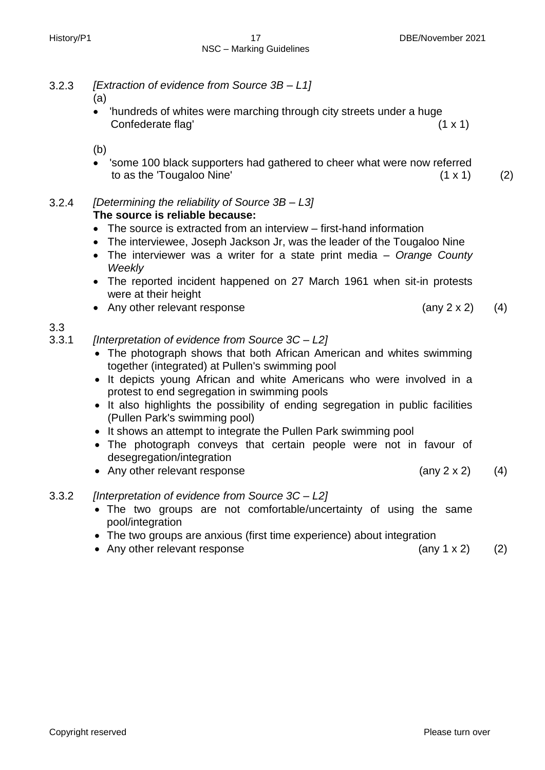3.2.3 *[Extraction of evidence from Source 3B – L1]*

(a)

- 'hundreds of whites were marching through city streets under a huge Confederate flag' (1 x 1)

(b)

- 'some 100 black supporters had gathered to cheer what were now referred to as the 'Tougaloo Nine' (1 x 1) (2)

3.2.4 *[Determining the reliability of Source 3B – L3]*

**The source is reliable because:**

- The source is extracted from an interview – first-hand information
- The interviewee, Joseph Jackson Jr, was the leader of the Tougaloo Nine
- The interviewer was a writer for a state print media – *Orange County Weekly*
- The reported incident happened on 27 March 1961 when sit-in protests were at their height
- Any other relevant response (any 2 x 2) (4)

3.3

3.3.1 *[Interpretation of evidence from Source 3C – L2]*

- The photograph shows that both African American and whites swimming together (integrated) at Pullen's swimming pool
- It depicts young African and white Americans who were involved in a protest to end segregation in swimming pools
- It also highlights the possibility of ending segregation in public facilities (Pullen Park's swimming pool)
- It shows an attempt to integrate the Pullen Park swimming pool
- The photograph conveys that certain people were not in favour of desegregation/integration
- Any other relevant response (any 2 x 2) (4)

3.3.2 *[Interpretation of evidence from Source 3C – L2]*

- The two groups are not comfortable/uncertainty of using the same pool/integration
- The two groups are anxious (first time experience) about integration
- Any other relevant response (any 1 x 2) (2)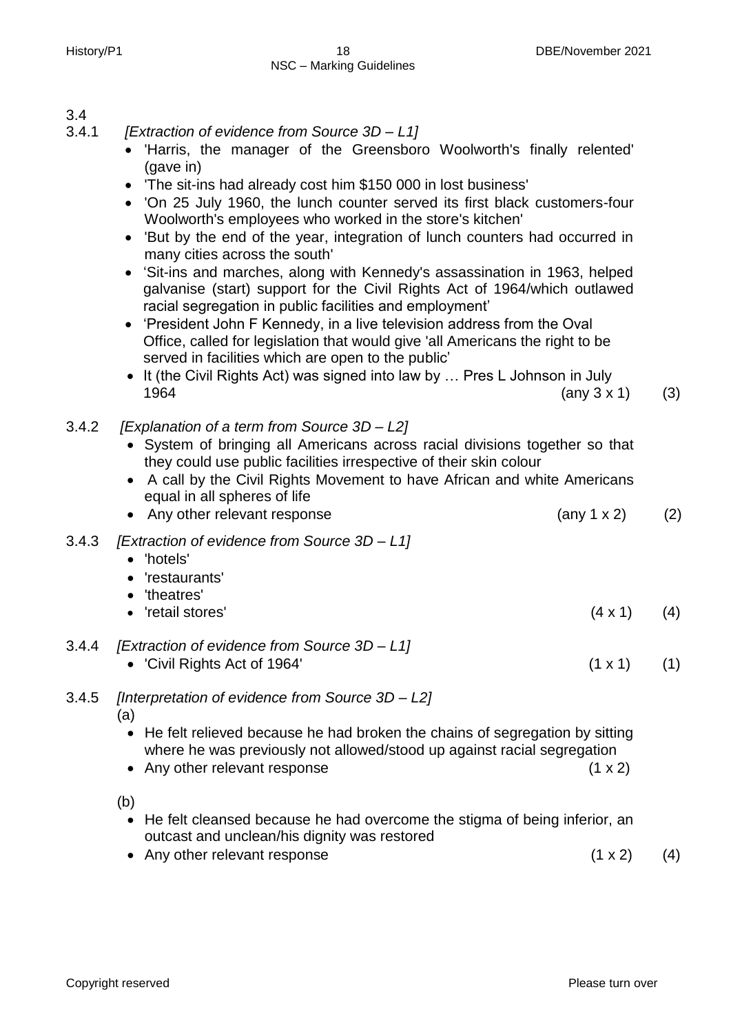3.4

3.4.1 *[Extraction of evidence from Source 3D – L1]*

- 'Harris, the manager of the Greensboro Woolworth's finally relented' (gave in)
- 'The sit-ins had already cost him $150 000 in lost business'
- 'On 25 July 1960, the lunch counter served its first black customers-four Woolworth's employees who worked in the store's kitchen'
- 'But by the end of the year, integration of lunch counters had occurred in many cities across the south'
- 'Sit-ins and marches, along with Kennedy's assassination in 1963, helped galvanise (start) support for the Civil Rights Act of 1964/which outlawed racial segregation in public facilities and employment'
- 'President John F Kennedy, in a live television address from the Oval Office, called for legislation that would give 'all Americans the right to be served in facilities which are open to the public'
- It (the Civil Rights Act) was signed into law by … Pres L Johnson in July 1964 (any 3 x 1) (3)

3.4.2 *[Explanation of a term from Source 3D – L2]*

- System of bringing all Americans across racial divisions together so that they could use public facilities irrespective of their skin colour
- A call by the Civil Rights Movement to have African and white Americans equal in all spheres of life
- Any other relevant response (any 1 x 2) (2)

3.4.3 *[Extraction of evidence from Source 3D – L1]*

- 'hotels'
- 'restaurants'
- 'theatres'
- 'retail stores' (4 x 1) (4)

3.4.4 *[Extraction of evidence from Source 3D – L1]*

- 'Civil Rights Act of 1964' (1 x 1) (1)

3.4.5 *[Interpretation of evidence from Source 3D – L2]*

(a)

- He felt relieved because he had broken the chains of segregation by sitting where he was previously not allowed/stood up against racial segregation
- Any other relevant response (1 x 2)

(b)

- He felt cleansed because he had overcome the stigma of being inferior, an outcast and unclean/his dignity was restored
- Any other relevant response (1 x 2) (4)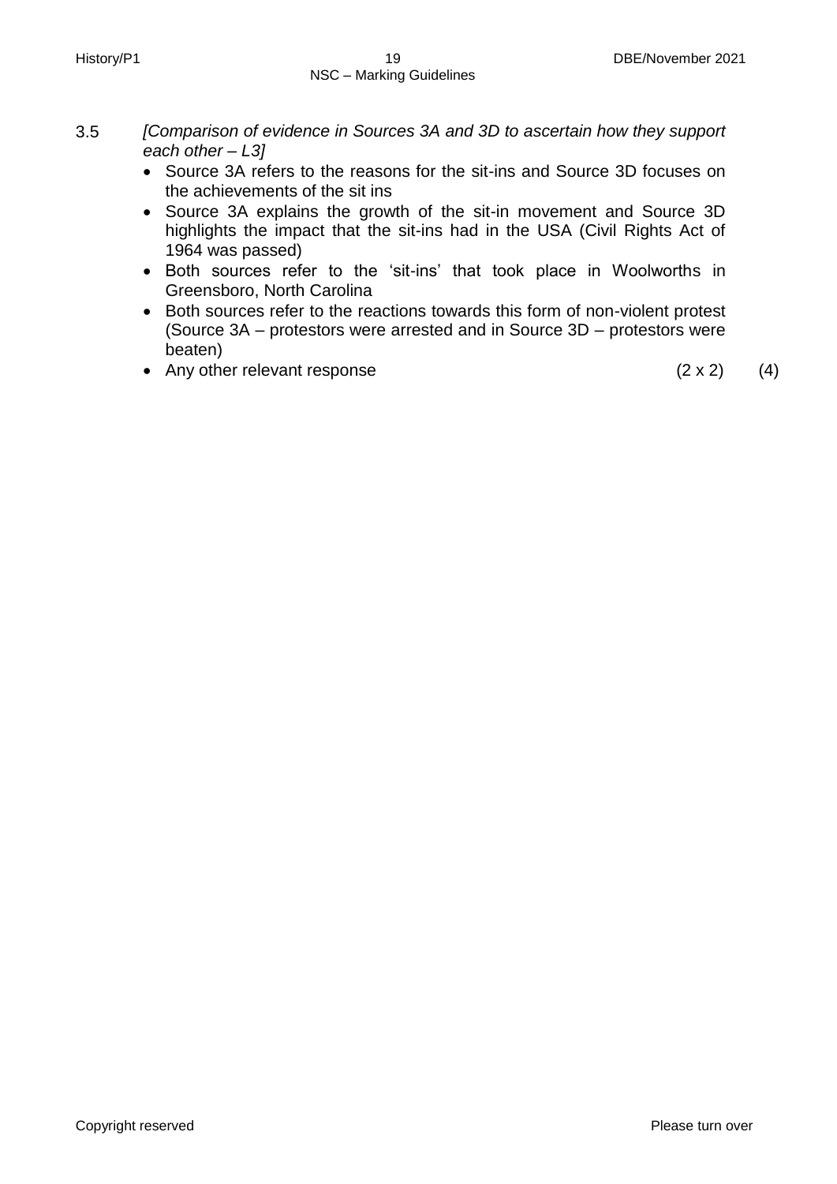3.5 *[Comparison of evidence in Sources 3A and 3D to ascertain how they support each other – L3]*

- Source 3A refers to the reasons for the sit-ins and Source 3D focuses on the achievements of the sit ins
- Source 3A explains the growth of the sit-in movement and Source 3D highlights the impact that the sit-ins had in the USA (Civil Rights Act of 1964 was passed)
- Both sources refer to the 'sit-ins' that took place in Woolworths in Greensboro, North Carolina
- Both sources refer to the reactions towards this form of non-violent protest (Source 3A – protestors were arrested and in Source 3D – protestors were beaten)
- Any other relevant response (2 x 2) (4)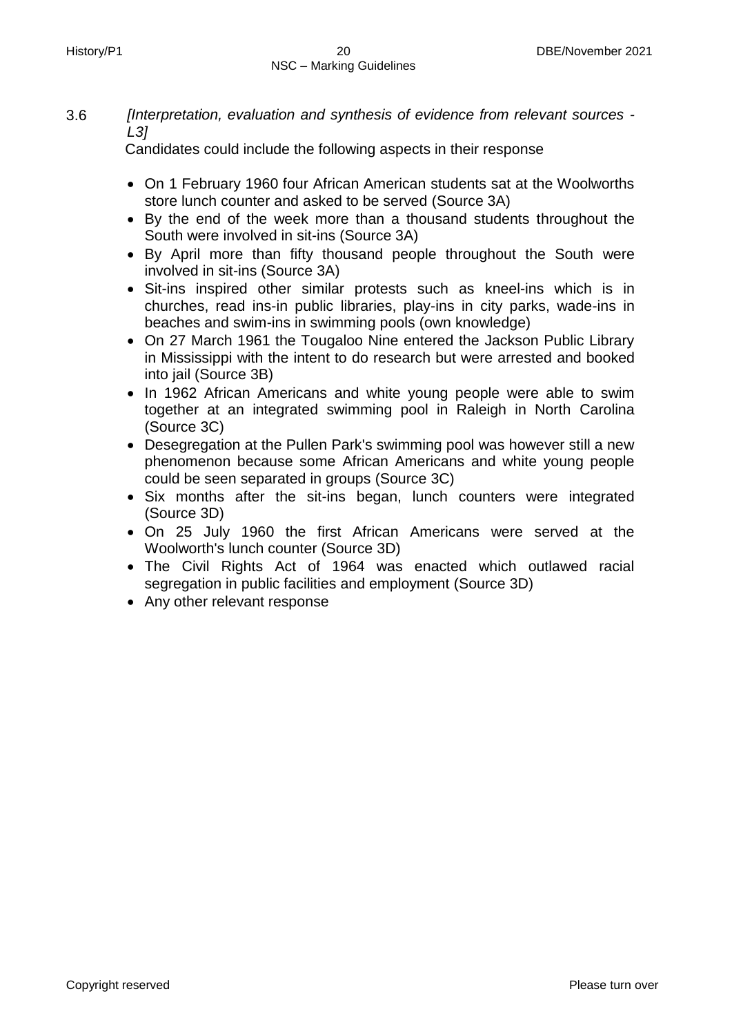3.6 *[Interpretation, evaluation and synthesis of evidence from relevant sources - L3]*

Candidates could include the following aspects in their response

- On 1 February 1960 four African American students sat at the Woolworths store lunch counter and asked to be served (Source 3A)
- By the end of the week more than a thousand students throughout the South were involved in sit-ins (Source 3A)
- By April more than fifty thousand people throughout the South were involved in sit-ins (Source 3A)
- Sit-ins inspired other similar protests such as kneel-ins which is in churches, read ins-in public libraries, play-ins in city parks, wade-ins in beaches and swim-ins in swimming pools (own knowledge)
- On 27 March 1961 the Tougaloo Nine entered the Jackson Public Library in Mississippi with the intent to do research but were arrested and booked into jail (Source 3B)
- In 1962 African Americans and white young people were able to swim together at an integrated swimming pool in Raleigh in North Carolina (Source 3C)
- Desegregation at the Pullen Park's swimming pool was however still a new phenomenon because some African Americans and white young people could be seen separated in groups (Source 3C)
- Six months after the sit-ins began, lunch counters were integrated (Source 3D)
- On 25 July 1960 the first African Americans were served at the Woolworth's lunch counter (Source 3D)
- The Civil Rights Act of 1964 was enacted which outlawed racial segregation in public facilities and employment (Source 3D)
- Any other relevant response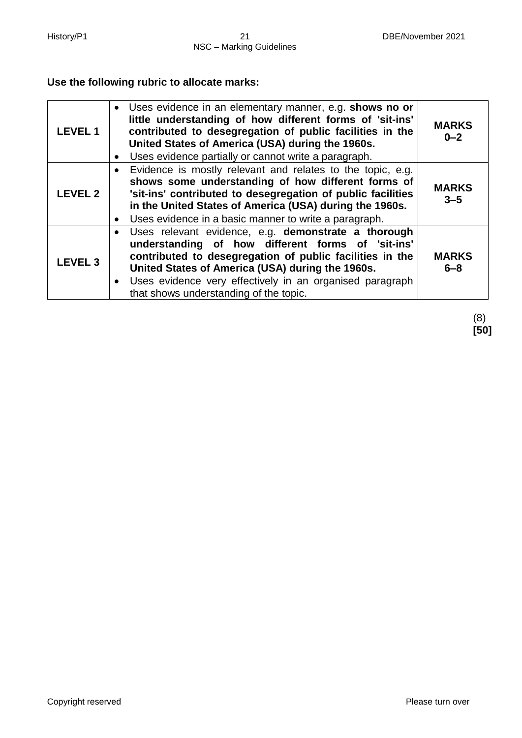**Use the following rubric to allocate marks:**

| | | |
|---|---|---|
| **LEVEL 1** | • Uses evidence in an elementary manner, e.g. **shows no or little understanding of how different forms of 'sit-ins' contributed to desegregation of public facilities in the United States of America (USA) during the 1960s.**<br>• Uses evidence partially or cannot write a paragraph. | **MARKS 0–2** |
| **LEVEL 2** | • Evidence is mostly relevant and relates to the topic, e.g. **shows some understanding of how different forms of 'sit-ins' contributed to desegregation of public facilities in the United States of America (USA) during the 1960s.**<br>• Uses evidence in a basic manner to write a paragraph. | **MARKS 3–5** |
| **LEVEL 3** | • Uses relevant evidence, e.g. **demonstrate a thorough understanding of how different forms of 'sit-ins' contributed to desegregation of public facilities in the United States of America (USA) during the 1960s.**<br>• Uses evidence very effectively in an organised paragraph that shows understanding of the topic. | **MARKS 6–8** |

(8)
**[50]**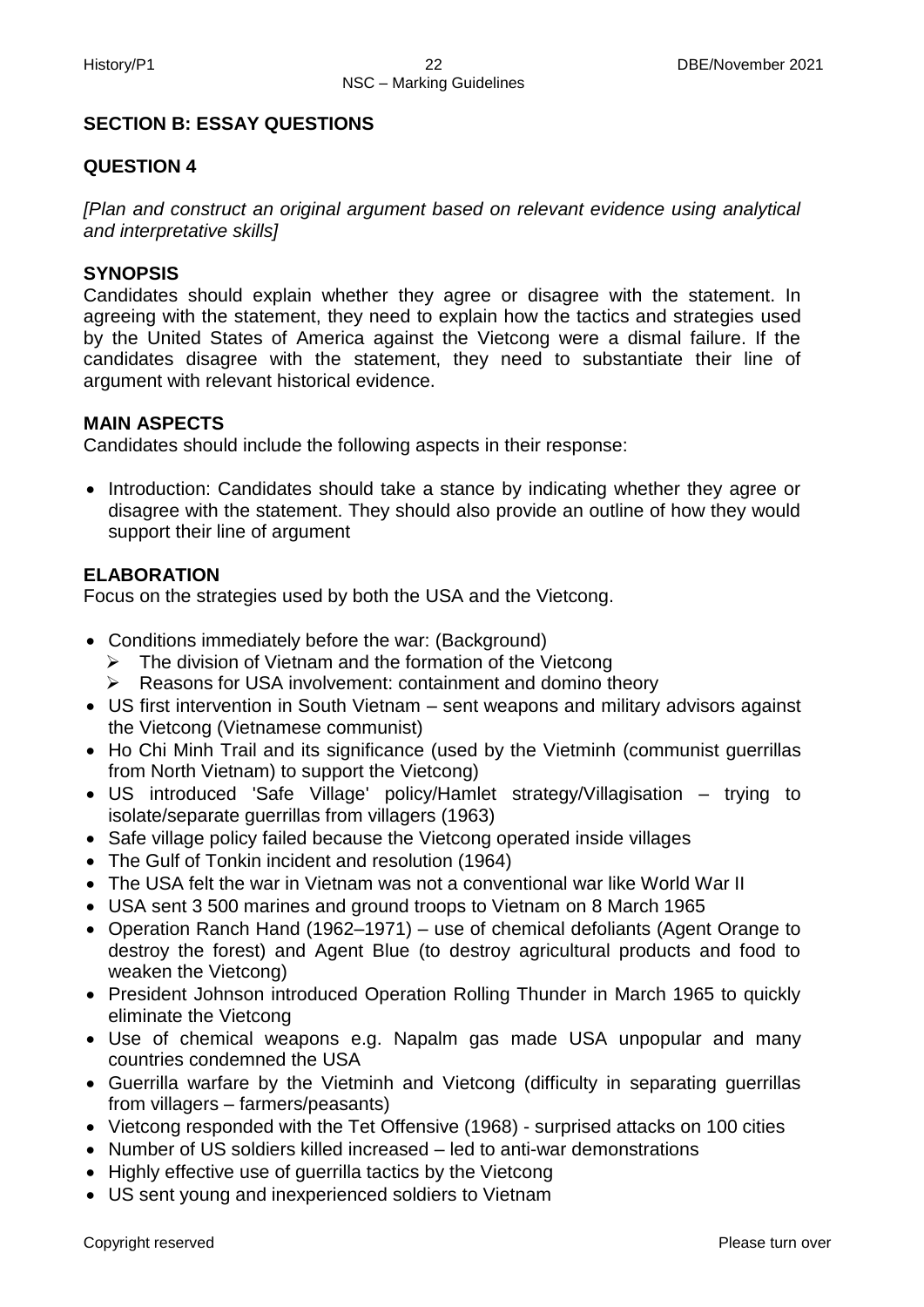## SECTION B: ESSAY QUESTIONS

### QUESTION 4

*[Plan and construct an original argument based on relevant evidence using analytical and interpretative skills]*

**SYNOPSIS**

Candidates should explain whether they agree or disagree with the statement. In agreeing with the statement, they need to explain how the tactics and strategies used by the United States of America against the Vietcong were a dismal failure. If the candidates disagree with the statement, they need to substantiate their line of argument with relevant historical evidence.

**MAIN ASPECTS**

Candidates should include the following aspects in their response:

- Introduction: Candidates should take a stance by indicating whether they agree or disagree with the statement. They should also provide an outline of how they would support their line of argument

**ELABORATION**

Focus on the strategies used by both the USA and the Vietcong.

- Conditions immediately before the war: (Background)
  - The division of Vietnam and the formation of the Vietcong
  - Reasons for USA involvement: containment and domino theory
- US first intervention in South Vietnam – sent weapons and military advisors against the Vietcong (Vietnamese communist)
- Ho Chi Minh Trail and its significance (used by the Vietminh (communist guerrillas from North Vietnam) to support the Vietcong)
- US introduced 'Safe Village' policy/Hamlet strategy/Villagisation – trying to isolate/separate guerrillas from villagers (1963)
- Safe village policy failed because the Vietcong operated inside villages
- The Gulf of Tonkin incident and resolution (1964)
- The USA felt the war in Vietnam was not a conventional war like World War II
- USA sent 3 500 marines and ground troops to Vietnam on 8 March 1965
- Operation Ranch Hand (1962–1971) – use of chemical defoliants (Agent Orange to destroy the forest) and Agent Blue (to destroy agricultural products and food to weaken the Vietcong)
- President Johnson introduced Operation Rolling Thunder in March 1965 to quickly eliminate the Vietcong
- Use of chemical weapons e.g. Napalm gas made USA unpopular and many countries condemned the USA
- Guerrilla warfare by the Vietminh and Vietcong (difficulty in separating guerrillas from villagers – farmers/peasants)
- Vietcong responded with the Tet Offensive (1968) - surprised attacks on 100 cities
- Number of US soldiers killed increased – led to anti-war demonstrations
- Highly effective use of guerrilla tactics by the Vietcong
- US sent young and inexperienced soldiers to Vietnam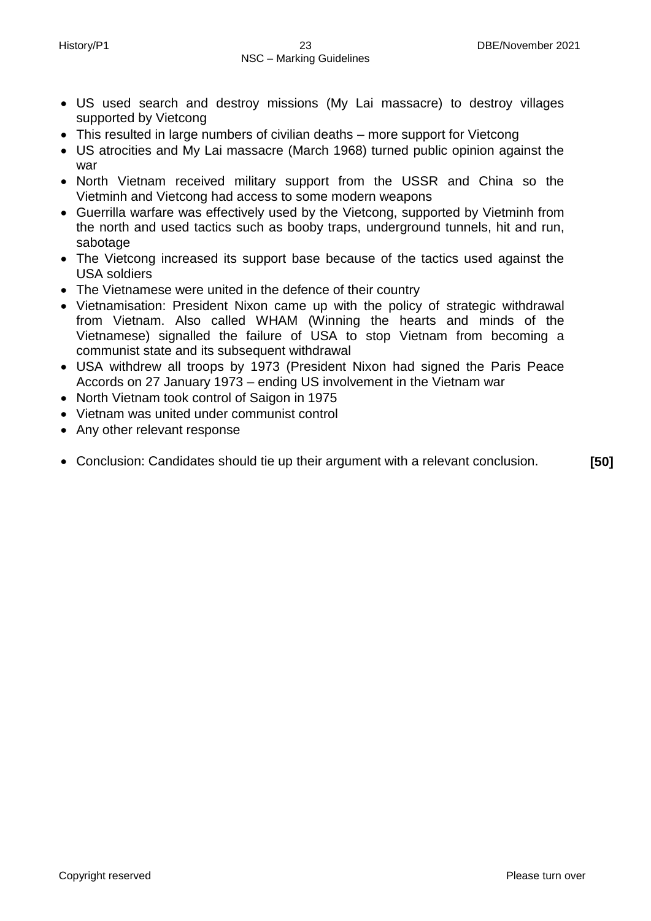- US used search and destroy missions (My Lai massacre) to destroy villages supported by Vietcong
- This resulted in large numbers of civilian deaths – more support for Vietcong
- US atrocities and My Lai massacre (March 1968) turned public opinion against the war
- North Vietnam received military support from the USSR and China so the Vietminh and Vietcong had access to some modern weapons
- Guerrilla warfare was effectively used by the Vietcong, supported by Vietminh from the north and used tactics such as booby traps, underground tunnels, hit and run, sabotage
- The Vietcong increased its support base because of the tactics used against the USA soldiers
- The Vietnamese were united in the defence of their country
- Vietnamisation: President Nixon came up with the policy of strategic withdrawal from Vietnam. Also called WHAM (Winning the hearts and minds of the Vietnamese) signalled the failure of USA to stop Vietnam from becoming a communist state and its subsequent withdrawal
- USA withdrew all troops by 1973 (President Nixon had signed the Paris Peace Accords on 27 January 1973 – ending US involvement in the Vietnam war
- North Vietnam took control of Saigon in 1975
- Vietnam was united under communist control
- Any other relevant response

- Conclusion: Candidates should tie up their argument with a relevant conclusion. **[50]**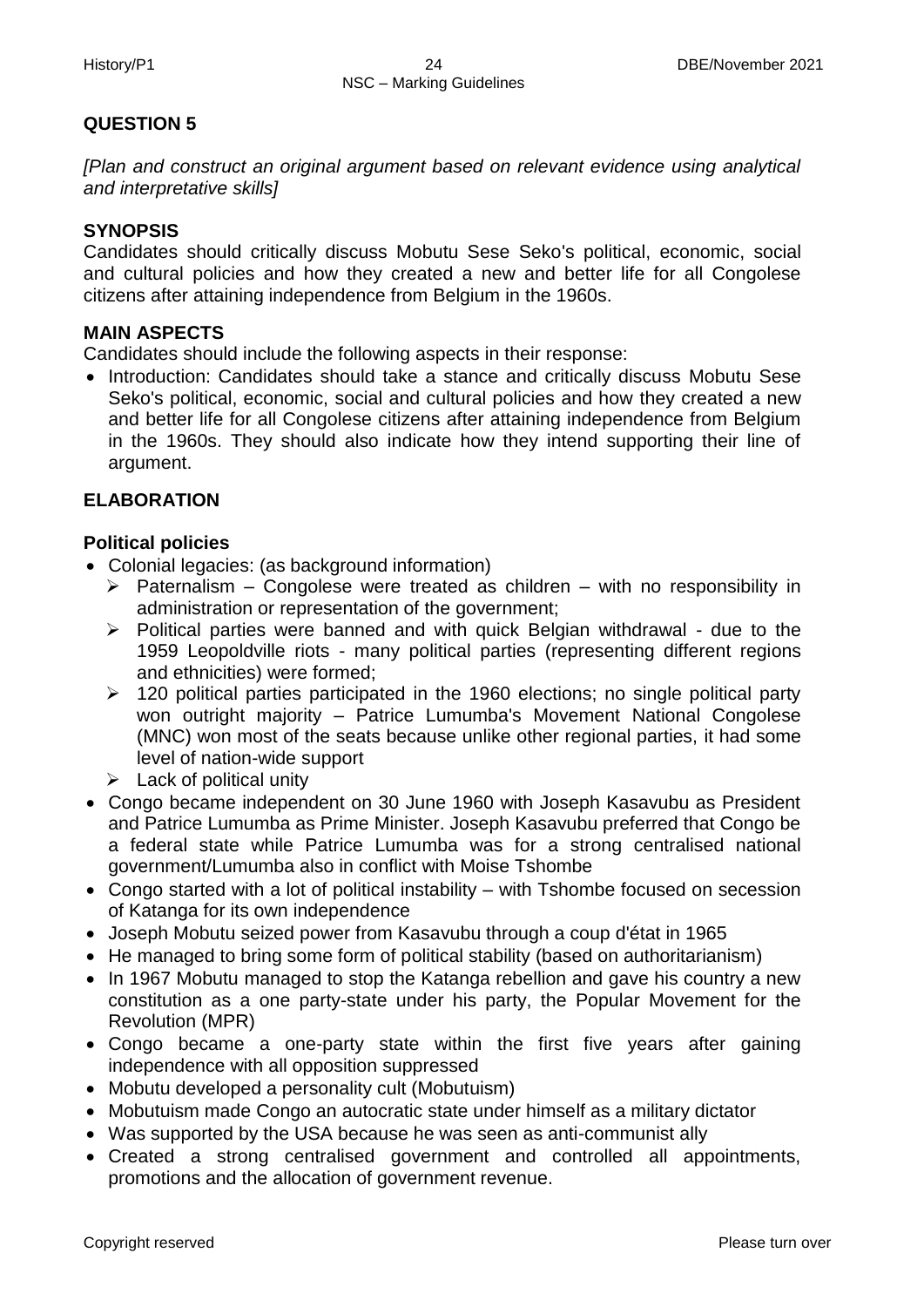## QUESTION 5

*[Plan and construct an original argument based on relevant evidence using analytical and interpretative skills]*

### SYNOPSIS

Candidates should critically discuss Mobutu Sese Seko's political, economic, social and cultural policies and how they created a new and better life for all Congolese citizens after attaining independence from Belgium in the 1960s.

### MAIN ASPECTS

Candidates should include the following aspects in their response:

- Introduction: Candidates should take a stance and critically discuss Mobutu Sese Seko's political, economic, social and cultural policies and how they created a new and better life for all Congolese citizens after attaining independence from Belgium in the 1960s. They should also indicate how they intend supporting their line of argument.

### ELABORATION

**Political policies**

- Colonial legacies: (as background information)
  - Paternalism – Congolese were treated as children – with no responsibility in administration or representation of the government;
  - Political parties were banned and with quick Belgian withdrawal - due to the 1959 Leopoldville riots - many political parties (representing different regions and ethnicities) were formed;
  - 120 political parties participated in the 1960 elections; no single political party won outright majority – Patrice Lumumba's Movement National Congolese (MNC) won most of the seats because unlike other regional parties, it had some level of nation-wide support
  - Lack of political unity
- Congo became independent on 30 June 1960 with Joseph Kasavubu as President and Patrice Lumumba as Prime Minister. Joseph Kasavubu preferred that Congo be a federal state while Patrice Lumumba was for a strong centralised national government/Lumumba also in conflict with Moise Tshombe
- Congo started with a lot of political instability – with Tshombe focused on secession of Katanga for its own independence
- Joseph Mobutu seized power from Kasavubu through a coup d'état in 1965
- He managed to bring some form of political stability (based on authoritarianism)
- In 1967 Mobutu managed to stop the Katanga rebellion and gave his country a new constitution as a one party-state under his party, the Popular Movement for the Revolution (MPR)
- Congo became a one-party state within the first five years after gaining independence with all opposition suppressed
- Mobutu developed a personality cult (Mobutuism)
- Mobutuism made Congo an autocratic state under himself as a military dictator
- Was supported by the USA because he was seen as anti-communist ally
- Created a strong centralised government and controlled all appointments, promotions and the allocation of government revenue.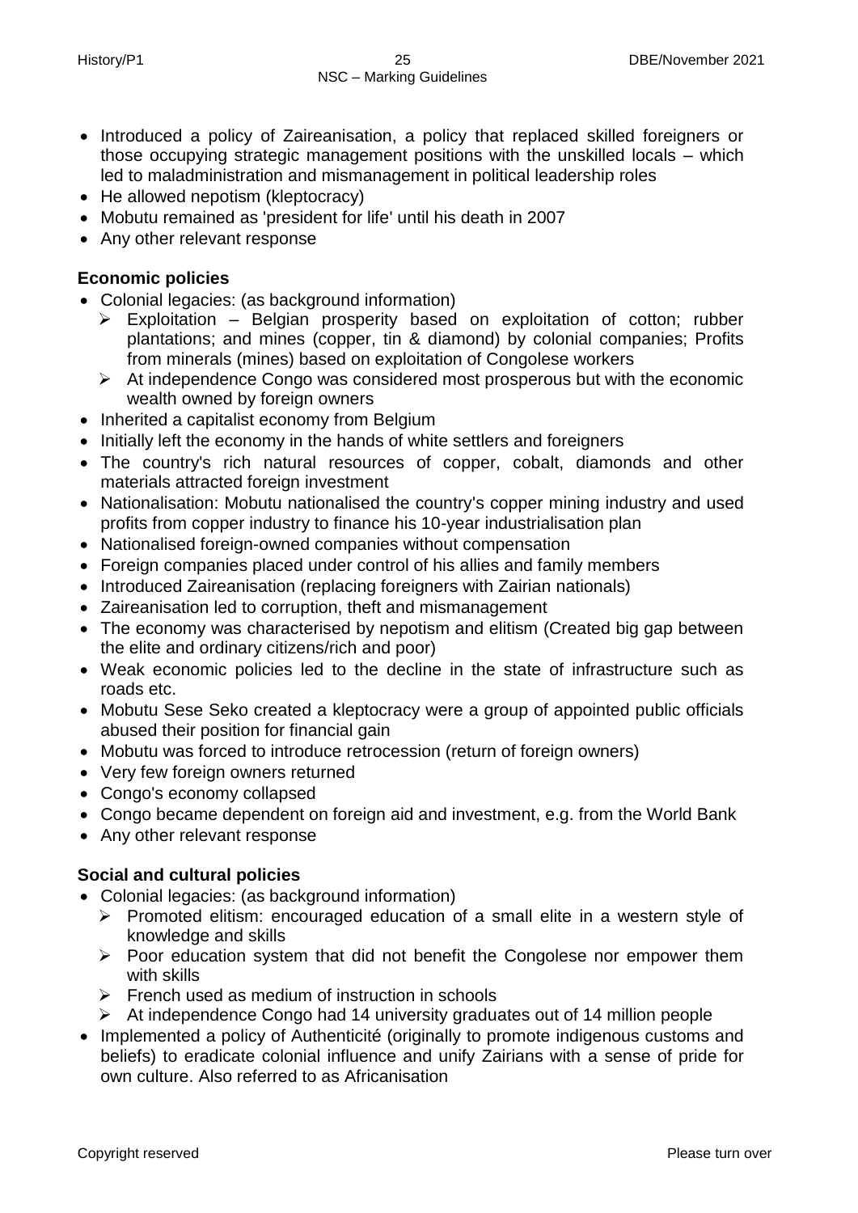- Introduced a policy of Zaireanisation, a policy that replaced skilled foreigners or those occupying strategic management positions with the unskilled locals – which led to maladministration and mismanagement in political leadership roles
- He allowed nepotism (kleptocracy)
- Mobutu remained as 'president for life' until his death in 2007
- Any other relevant response

**Economic policies**

- Colonial legacies: (as background information)
  - Exploitation – Belgian prosperity based on exploitation of cotton; rubber plantations; and mines (copper, tin & diamond) by colonial companies; Profits from minerals (mines) based on exploitation of Congolese workers
  - At independence Congo was considered most prosperous but with the economic wealth owned by foreign owners
- Inherited a capitalist economy from Belgium
- Initially left the economy in the hands of white settlers and foreigners
- The country's rich natural resources of copper, cobalt, diamonds and other materials attracted foreign investment
- Nationalisation: Mobutu nationalised the country's copper mining industry and used profits from copper industry to finance his 10-year industrialisation plan
- Nationalised foreign-owned companies without compensation
- Foreign companies placed under control of his allies and family members
- Introduced Zaireanisation (replacing foreigners with Zairian nationals)
- Zaireanisation led to corruption, theft and mismanagement
- The economy was characterised by nepotism and elitism (Created big gap between the elite and ordinary citizens/rich and poor)
- Weak economic policies led to the decline in the state of infrastructure such as roads etc.
- Mobutu Sese Seko created a kleptocracy were a group of appointed public officials abused their position for financial gain
- Mobutu was forced to introduce retrocession (return of foreign owners)
- Very few foreign owners returned
- Congo's economy collapsed
- Congo became dependent on foreign aid and investment, e.g. from the World Bank
- Any other relevant response

**Social and cultural policies**

- Colonial legacies: (as background information)
  - Promoted elitism: encouraged education of a small elite in a western style of knowledge and skills
  - Poor education system that did not benefit the Congolese nor empower them with skills
  - French used as medium of instruction in schools
  - At independence Congo had 14 university graduates out of 14 million people
- Implemented a policy of Authenticité (originally to promote indigenous customs and beliefs) to eradicate colonial influence and unify Zairians with a sense of pride for own culture. Also referred to as Africanisation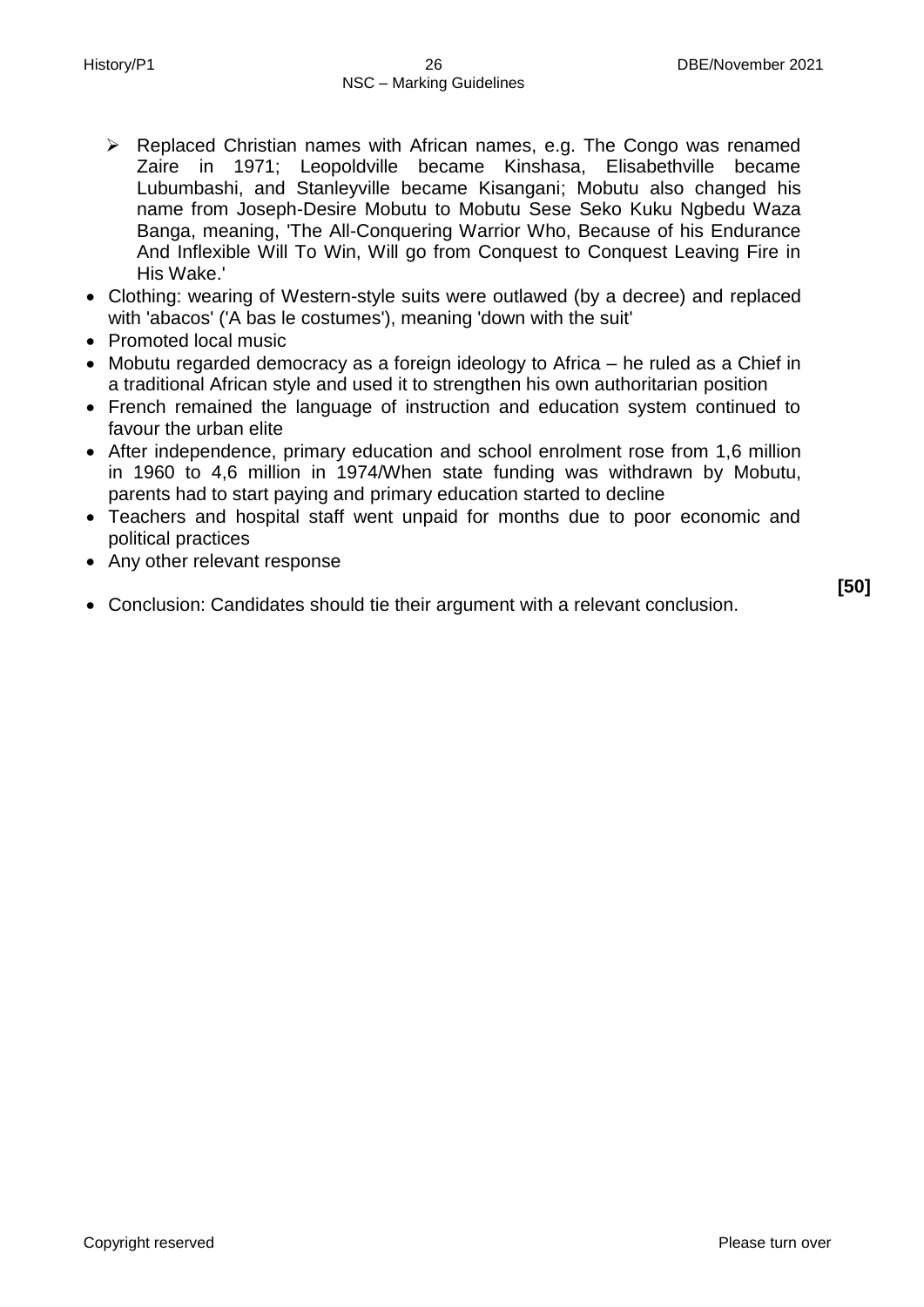- Replaced Christian names with African names, e.g. The Congo was renamed Zaire in 1971; Leopoldville became Kinshasa, Elisabethville became Lubumbashi, and Stanleyville became Kisangani; Mobutu also changed his name from Joseph-Desire Mobutu to Mobutu Sese Seko Kuku Ngbedu Waza Banga, meaning, 'The All-Conquering Warrior Who, Because of his Endurance And Inflexible Will To Win, Will go from Conquest to Conquest Leaving Fire in His Wake.'
- Clothing: wearing of Western-style suits were outlawed (by a decree) and replaced with 'abacos' ('A bas le costumes'), meaning 'down with the suit'
- Promoted local music
- Mobutu regarded democracy as a foreign ideology to Africa – he ruled as a Chief in a traditional African style and used it to strengthen his own authoritarian position
- French remained the language of instruction and education system continued to favour the urban elite
- After independence, primary education and school enrolment rose from 1,6 million in 1960 to 4,6 million in 1974/When state funding was withdrawn by Mobutu, parents had to start paying and primary education started to decline
- Teachers and hospital staff went unpaid for months due to poor economic and political practices
- Any other relevant response

- Conclusion: Candidates should tie their argument with a relevant conclusion.

**[50]**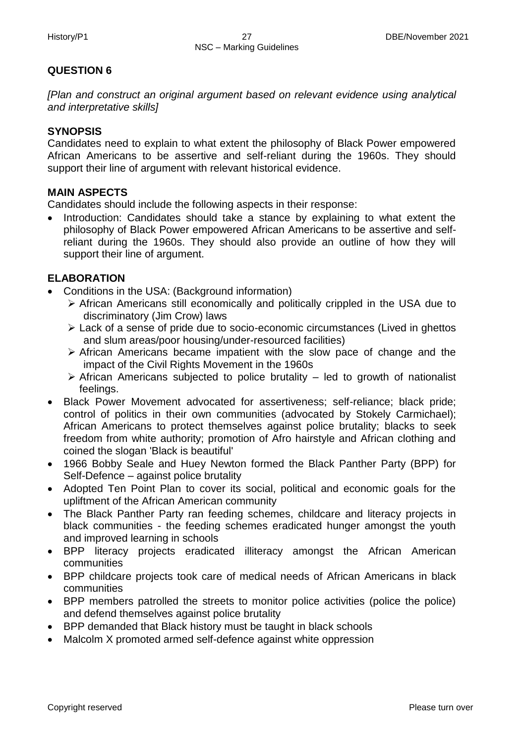## QUESTION 6

*[Plan and construct an original argument based on relevant evidence using analytical and interpretative skills]*

### SYNOPSIS

Candidates need to explain to what extent the philosophy of Black Power empowered African Americans to be assertive and self-reliant during the 1960s. They should support their line of argument with relevant historical evidence.

### MAIN ASPECTS

Candidates should include the following aspects in their response:

- Introduction: Candidates should take a stance by explaining to what extent the philosophy of Black Power empowered African Americans to be assertive and self-reliant during the 1960s. They should also provide an outline of how they will support their line of argument.

### ELABORATION

- Conditions in the USA: (Background information)
  - African Americans still economically and politically crippled in the USA due to discriminatory (Jim Crow) laws
  - Lack of a sense of pride due to socio-economic circumstances (Lived in ghettos and slum areas/poor housing/under-resourced facilities)
  - African Americans became impatient with the slow pace of change and the impact of the Civil Rights Movement in the 1960s
  - African Americans subjected to police brutality – led to growth of nationalist feelings.
- Black Power Movement advocated for assertiveness; self-reliance; black pride; control of politics in their own communities (advocated by Stokely Carmichael); African Americans to protect themselves against police brutality; blacks to seek freedom from white authority; promotion of Afro hairstyle and African clothing and coined the slogan 'Black is beautiful'
- 1966 Bobby Seale and Huey Newton formed the Black Panther Party (BPP) for Self-Defence – against police brutality
- Adopted Ten Point Plan to cover its social, political and economic goals for the upliftment of the African American community
- The Black Panther Party ran feeding schemes, childcare and literacy projects in black communities - the feeding schemes eradicated hunger amongst the youth and improved learning in schools
- BPP literacy projects eradicated illiteracy amongst the African American communities
- BPP childcare projects took care of medical needs of African Americans in black communities
- BPP members patrolled the streets to monitor police activities (police the police) and defend themselves against police brutality
- BPP demanded that Black history must be taught in black schools
- Malcolm X promoted armed self-defence against white oppression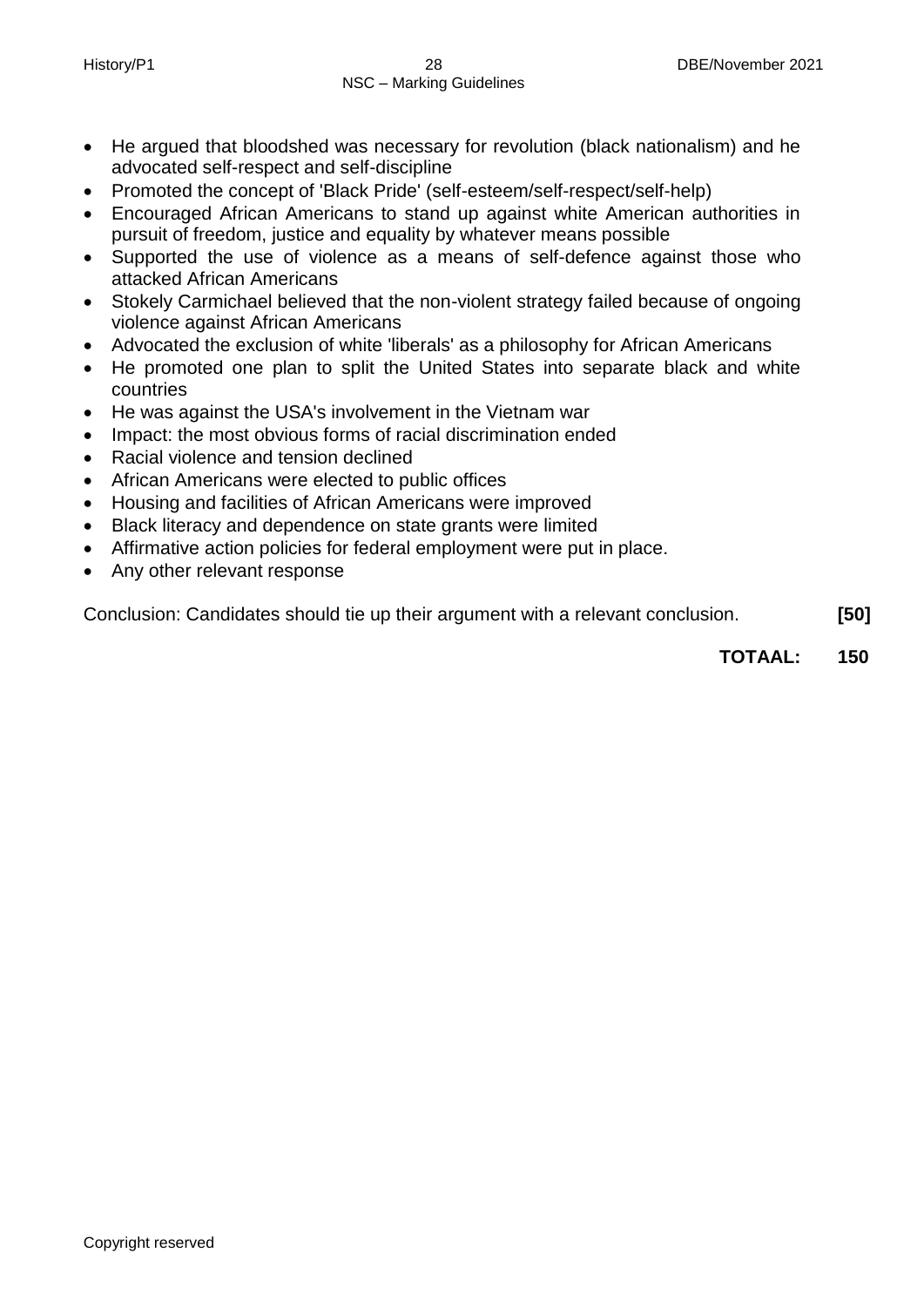- He argued that bloodshed was necessary for revolution (black nationalism) and he advocated self-respect and self-discipline
- Promoted the concept of 'Black Pride' (self-esteem/self-respect/self-help)
- Encouraged African Americans to stand up against white American authorities in pursuit of freedom, justice and equality by whatever means possible
- Supported the use of violence as a means of self-defence against those who attacked African Americans
- Stokely Carmichael believed that the non-violent strategy failed because of ongoing violence against African Americans
- Advocated the exclusion of white 'liberals' as a philosophy for African Americans
- He promoted one plan to split the United States into separate black and white countries
- He was against the USA's involvement in the Vietnam war
- Impact: the most obvious forms of racial discrimination ended
- Racial violence and tension declined
- African Americans were elected to public offices
- Housing and facilities of African Americans were improved
- Black literacy and dependence on state grants were limited
- Affirmative action policies for federal employment were put in place.
- Any other relevant response

Conclusion: Candidates should tie up their argument with a relevant conclusion. **[50]**

**TOTAAL: 150**